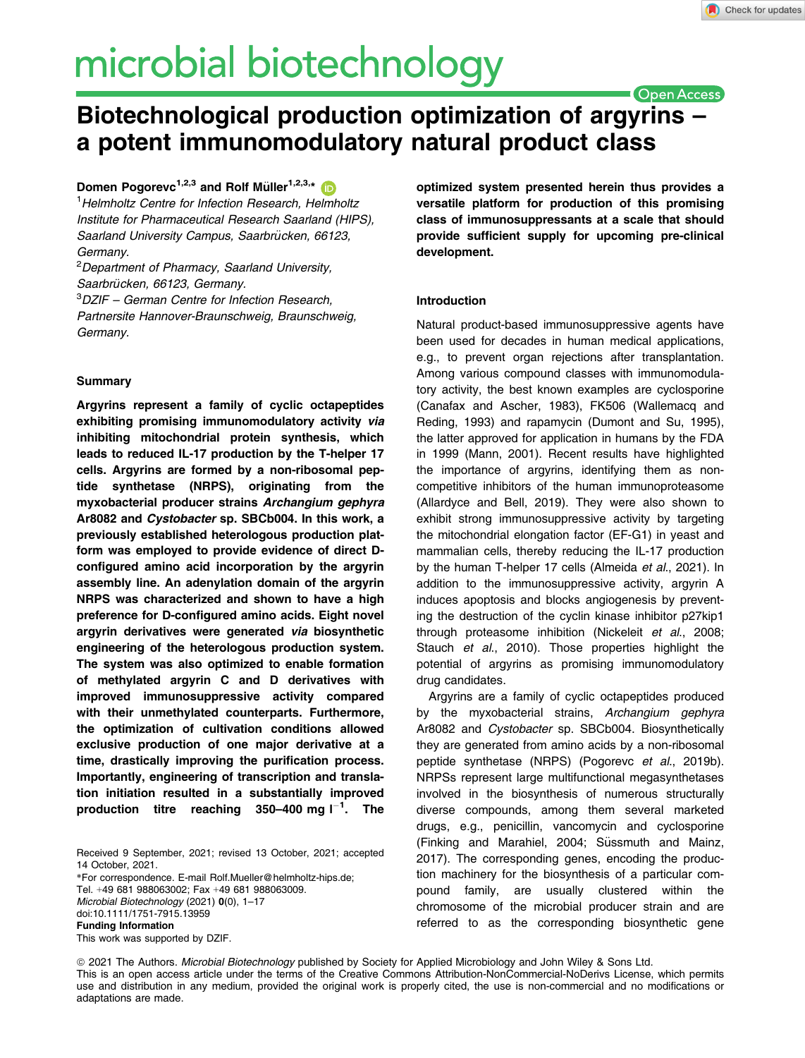# Biotechnological production optimization of argyrins – a potent immunomodulatory natural product class

**Domen Pogorevc**[1,2,3] **and Rolf Müller**[1,2,3,*]

[1]*Helmholtz Centre for Infection Research, Helmholtz Institute for Pharmaceutical Research Saarland (HIPS), Saarland University Campus, Saarbrücken, 66123, Germany.*

[2]*Department of Pharmacy, Saarland University, Saarbrücken, 66123, Germany.*

[3]*DZIF – German Centre for Infection Research, Partnersite Hannover-Braunschweig, Braunschweig, Germany.*

## Summary

**Argyrins represent a family of cyclic octapeptides exhibiting promising immunomodulatory activity *via* inhibiting mitochondrial protein synthesis, which leads to reduced IL-17 production by the T-helper 17 cells. Argyrins are formed by a non-ribosomal peptide synthetase (NRPS), originating from the myxobacterial producer strains *Archangium gephyra* Ar8082 and *Cystobacter* sp. SBCb004. In this work, a previously established heterologous production platform was employed to provide evidence of direct D-configured amino acid incorporation by the argyrin assembly line. An adenylation domain of the argyrin NRPS was characterized and shown to have a high preference for D-configured amino acids. Eight novel argyrin derivatives were generated *via* biosynthetic engineering of the heterologous production system. The system was also optimized to enable formation of methylated argyrin C and D derivatives with improved immunosuppressive activity compared with their unmethylated counterparts. Furthermore, the optimization of cultivation conditions allowed exclusive production of one major derivative at a time, drastically improving the purification process. Importantly, engineering of transcription and translation initiation resulted in a substantially improved production titre reaching 350–400 mg l$^{-1}$. The optimized system presented herein thus provides a versatile platform for production of this promising class of immunosuppressants at a scale that should provide sufficient supply for upcoming pre-clinical development.**

Received 9 September, 2021; revised 13 October, 2021; accepted 14 October, 2021.

*For correspondence. E-mail Rolf.Mueller@helmholtz-hips.de; Tel. +49 681 988063002; Fax +49 681 988063009.

*Microbial Biotechnology* (2021) **0**(0), 1–17

doi:10.1111/1751-7915.13959

**Funding Information**

This work was supported by DZIF.

## Introduction

Natural product-based immunosuppressive agents have been used for decades in human medical applications, e.g., to prevent organ rejections after transplantation. Among various compound classes with immunomodulatory activity, the best known examples are cyclosporine (Canafax and Ascher, 1983), FK506 (Wallemacq and Reding, 1993) and rapamycin (Dumont and Su, 1995), the latter approved for application in humans by the FDA in 1999 (Mann, 2001). Recent results have highlighted the importance of argyrins, identifying them as non-competitive inhibitors of the human immunoproteasome (Allardyce and Bell, 2019). They were also shown to exhibit strong immunosuppressive activity by targeting the mitochondrial elongation factor (EF-G1) in yeast and mammalian cells, thereby reducing the IL-17 production by the human T-helper 17 cells (Almeida *et al*., 2021). In addition to the immunosuppressive activity, argyrin A induces apoptosis and blocks angiogenesis by preventing the destruction of the cyclin kinase inhibitor p27kip1 through proteasome inhibition (Nickeleit *et al*., 2008; Stauch *et al*., 2010). Those properties highlight the potential of argyrins as promising immunomodulatory drug candidates.

Argyrins are a family of cyclic octapeptides produced by the myxobacterial strains, *Archangium gephyra* Ar8082 and *Cystobacter* sp. SBCb004. Biosynthetically they are generated from amino acids by a non-ribosomal peptide synthetase (NRPS) (Pogorevc *et al*., 2019b). NRPSs represent large multifunctional megasynthetases involved in the biosynthesis of numerous structurally diverse compounds, among them several marketed drugs, e.g., penicillin, vancomycin and cyclosporine (Finking and Marahiel, 2004; Süssmuth and Mainz, 2017). The corresponding genes, encoding the production machinery for the biosynthesis of a particular compound family, are usually clustered within the chromosome of the microbial producer strain and are referred to as the corresponding biosynthetic gene

© 2021 The Authors. *Microbial Biotechnology* published by Society for Applied Microbiology and John Wiley & Sons Ltd.
This is an open access article under the terms of the Creative Commons Attribution-NonCommercial-NoDerivs License, which permits use and distribution in any medium, provided the original work is properly cited, the use is non-commercial and no modifications or adaptations are made.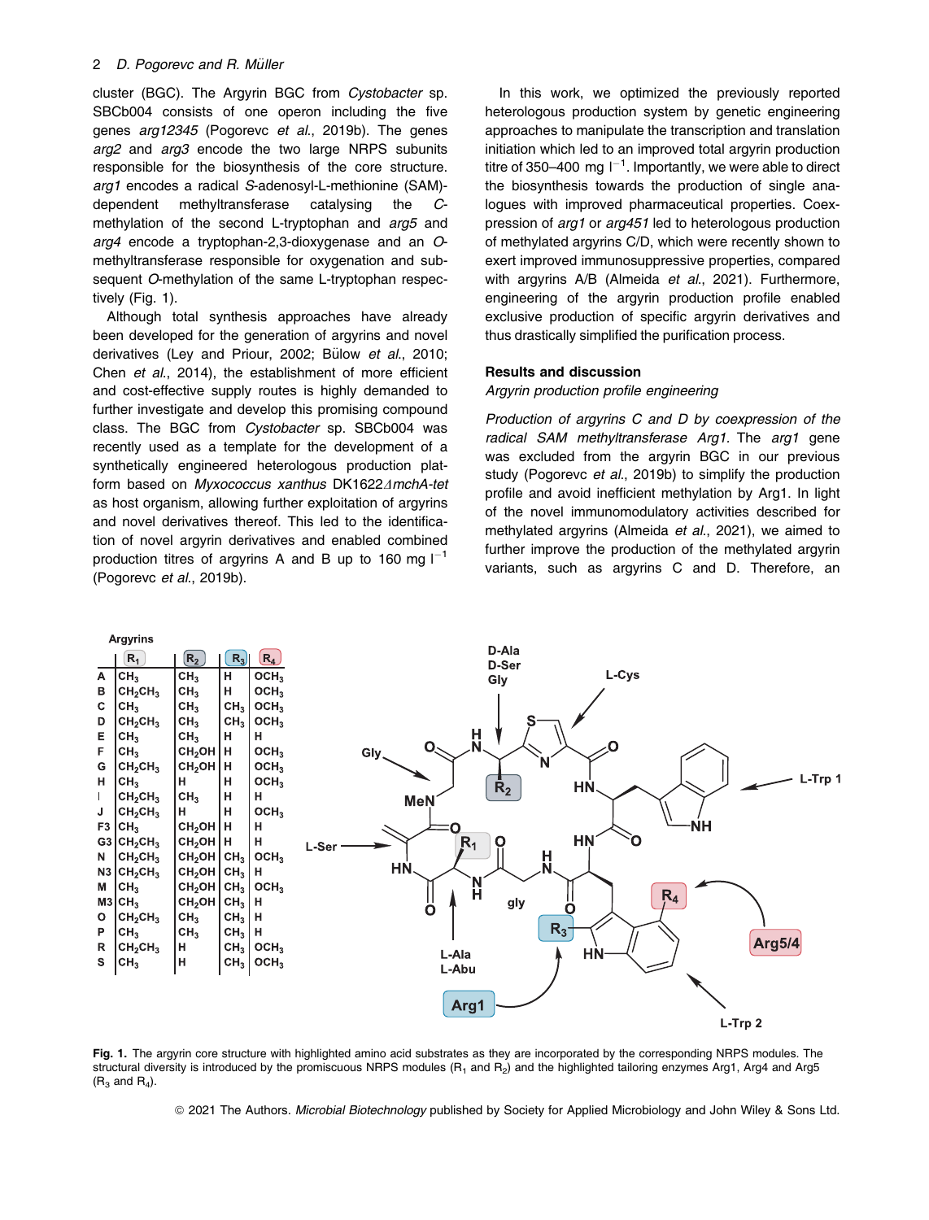cluster (BGC). The Argyrin BGC from *Cystobacter* sp. SBCb004 consists of one operon including the five genes *arg12345* (Pogorevc *et al.*, 2019b). The genes *arg2* and *arg3* encode the two large NRPS subunits responsible for the biosynthesis of the core structure. *arg1* encodes a radical *S*-adenosyl-L-methionine (SAM)-dependent methyltransferase catalysing the *C*-methylation of the second L-tryptophan and *arg5* and *arg4* encode a tryptophan-2,3-dioxygenase and an *O*-methyltransferase responsible for oxygenation and subsequent *O*-methylation of the same L-tryptophan respectively (Fig. 1).

Although total synthesis approaches have already been developed for the generation of argyrins and novel derivatives (Ley and Priour, 2002; Bülow *et al.*, 2010; Chen *et al.*, 2014), the establishment of more efficient and cost-effective supply routes is highly demanded to further investigate and develop this promising compound class. The BGC from *Cystobacter* sp. SBCb004 was recently used as a template for the development of a synthetically engineered heterologous production platform based on *Myxococcus xanthus* DK1622Δ*mchA-tet* as host organism, allowing further exploitation of argyrins and novel derivatives thereof. This led to the identification of novel argyrin derivatives and enabled combined production titres of argyrins A and B up to 160 mg $l^{-1}$ (Pogorevc *et al.*, 2019b).

In this work, we optimized the previously reported heterologous production system by genetic engineering approaches to manipulate the transcription and translation initiation which led to an improved total argyrin production titre of 350–400 mg $l^{-1}$. Importantly, we were able to direct the biosynthesis towards the production of single analogues with improved pharmaceutical properties. Coexpression of *arg1* or *arg451* led to heterologous production of methylated argyrins C/D, which were recently shown to exert improved immunosuppressive properties, compared with argyrins A/B (Almeida *et al.*, 2021). Furthermore, engineering of the argyrin production profile enabled exclusive production of specific argyrin derivatives and thus drastically simplified the purification process.

## Results and discussion

### *Argyrin production profile engineering*

*Production of argyrins C and D by coexpression of the radical SAM methyltransferase Arg1.* The *arg1* gene was excluded from the argyrin BGC in our previous study (Pogorevc *et al.*, 2019b) to simplify the production profile and avoid inefficient methylation by Arg1. In light of the novel immunomodulatory activities described for methylated argyrins (Almeida *et al.*, 2021), we aimed to further improve the production of the methylated argyrin variants, such as argyrins C and D. Therefore, an

| Argyrins | $R_1$ | $R_2$ | $R_3$ | $R_4$ |
|---|---|---|---|---|
| A | $CH_3$ | $CH_3$ | H | $OCH_3$ |
| B | $CH_2CH_3$ | $CH_3$ | H | $OCH_3$ |
| C | $CH_3$ | $CH_3$ | $CH_3$ | $OCH_3$ |
| D | $CH_2CH_3$ | $CH_3$ | $CH_3$ | $OCH_3$ |
| E | $CH_3$ | $CH_3$ | H | H |
| F | $CH_3$ | $CH_2OH$ | H | $OCH_3$ |
| G | $CH_2CH_3$ | $CH_2OH$ | H | $OCH_3$ |
| H | $CH_3$ | H | H | $OCH_3$ |
| I | $CH_2CH_3$ | $CH_3$ | H | H |
| J | $CH_2CH_3$ | H | H | $OCH_3$ |
| F3 | $CH_3$ | $CH_2OH$ | H | H |
| G3 | $CH_2CH_3$ | $CH_2OH$ | H | H |
| N | $CH_2CH_3$ | $CH_2OH$ | $CH_3$ | $OCH_3$ |
| N3 | $CH_2CH_3$ | $CH_2OH$ | $CH_3$ | H |
| M | $CH_3$ | $CH_2OH$ | $CH_3$ | $OCH_3$ |
| M3 | $CH_3$ | $CH_2OH$ | $CH_3$ | H |
| O | $CH_2CH_3$ | $CH_3$ | $CH_3$ | H |
| P | $CH_3$ | $CH_3$ | $CH_3$ | H |
| R | $CH_2CH_3$ | H | $CH_3$ | $OCH_3$ |
| S | $CH_3$ | H | $CH_3$ | $OCH_3$ |

**Fig. 1.** The argyrin core structure with highlighted amino acid substrates as they are incorporated by the corresponding NRPS modules. The structural diversity is introduced by the promiscuous NRPS modules ($R_1$ and $R_2$) and the highlighted tailoring enzymes Arg1, Arg4 and Arg5 ($R_3$ and $R_4$).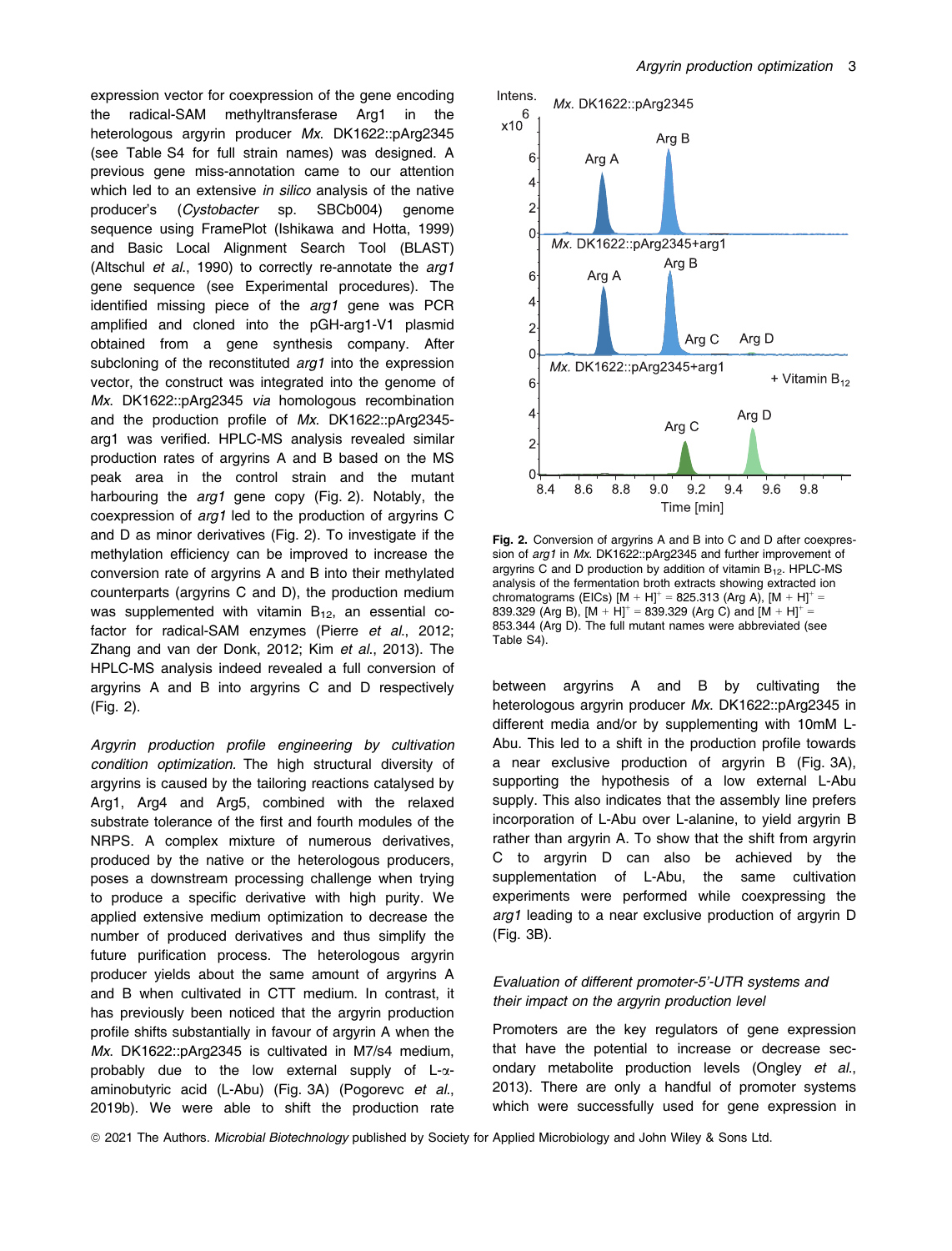expression vector for coexpression of the gene encoding the radical-SAM methyltransferase Arg1 in the heterologous argyrin producer *Mx.* DK1622::pArg2345 (see Table S4 for full strain names) was designed. A previous gene miss-annotation came to our attention which led to an extensive *in silico* analysis of the native producer's (*Cystobacter* sp. SBCb004) genome sequence using FramePlot (Ishikawa and Hotta, 1999) and Basic Local Alignment Search Tool (BLAST) (Altschul *et al*., 1990) to correctly re-annotate the *arg1* gene sequence (see Experimental procedures). The identified missing piece of the *arg1* gene was PCR amplified and cloned into the pGH-arg1-V1 plasmid obtained from a gene synthesis company. After subcloning of the reconstituted *arg1* into the expression vector, the construct was integrated into the genome of *Mx.* DK1622::pArg2345 *via* homologous recombination and the production profile of *Mx.* DK1622::pArg2345-arg1 was verified. HPLC-MS analysis revealed similar production rates of argyrins A and B based on the MS peak area in the control strain and the mutant harbouring the *arg1* gene copy (Fig. 2). Notably, the coexpression of *arg1* led to the production of argyrins C and D as minor derivatives (Fig. 2). To investigate if the methylation efficiency can be improved to increase the conversion rate of argyrins A and B into their methylated counterparts (argyrins C and D), the production medium was supplemented with vitamin $B_{12}$, an essential co-factor for radical-SAM enzymes (Pierre *et al*., 2012; Zhang and van der Donk, 2012; Kim *et al*., 2013). The HPLC-MS analysis indeed revealed a full conversion of argyrins A and B into argyrins C and D respectively (Fig. 2).

**Fig. 2.** Conversion of argyrins A and B into C and D after coexpression of *arg1* in *Mx.* DK1622::pArg2345 and further improvement of argyrins C and D production by addition of vitamin $B_{12}$. HPLC-MS analysis of the fermentation broth extracts showing extracted ion chromatograms (EICs) $[M + H]^+ = 825.313$ (Arg A), $[M + H]^+ = 839.329$ (Arg B), $[M + H]^+ = 839.329$ (Arg C) and $[M + H]^+ = 853.344$ (Arg D). The full mutant names were abbreviated (see Table S4).

*Argyrin production profile engineering by cultivation condition optimization.* The high structural diversity of argyrins is caused by the tailoring reactions catalysed by Arg1, Arg4 and Arg5, combined with the relaxed substrate tolerance of the first and fourth modules of the NRPS. A complex mixture of numerous derivatives, produced by the native or the heterologous producers, poses a downstream processing challenge when trying to produce a specific derivative with high purity. We applied extensive medium optimization to decrease the number of produced derivatives and thus simplify the future purification process. The heterologous argyrin producer yields about the same amount of argyrins A and B when cultivated in CTT medium. In contrast, it has previously been noticed that the argyrin production profile shifts substantially in favour of argyrin A when the *Mx.* DK1622::pArg2345 is cultivated in M7/s4 medium, probably due to the low external supply of L-$\alpha$-aminobutyric acid (L-Abu) (Fig. 3A) (Pogorevc *et al*., 2019b). We were able to shift the production rate between argyrins A and B by cultivating the heterologous argyrin producer *Mx.* DK1622::pArg2345 in different media and/or by supplementing with 10mM L-Abu. This led to a shift in the production profile towards a near exclusive production of argyrin B (Fig. 3A), supporting the hypothesis of a low external L-Abu supply. This also indicates that the assembly line prefers incorporation of L-Abu over L-alanine, to yield argyrin B rather than argyrin A. To show that the shift from argyrin C to argyrin D can also be achieved by the supplementation of L-Abu, the same cultivation experiments were performed while coexpressing the *arg1* leading to a near exclusive production of argyrin D (Fig. 3B).

*Evaluation of different promoter-5'-UTR systems and their impact on the argyrin production level*

Promoters are the key regulators of gene expression that have the potential to increase or decrease secondary metabolite production levels (Ongley *et al*., 2013). There are only a handful of promoter systems which were successfully used for gene expression in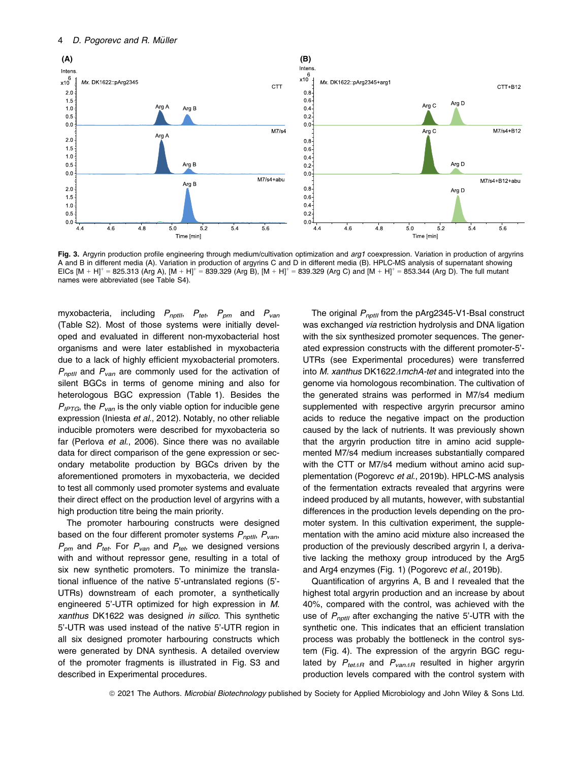**Fig. 3.** Argyrin production profile engineering through medium/cultivation optimization and *arg1* coexpression. Variation in production of argyrins A and B in different media (A). Variation in production of argyrins C and D in different media (B). HPLC-MS analysis of supernatant showing EICs $[M + H]^+ = 825.313$ (Arg A), $[M + H]^+ = 839.329$ (Arg B), $[M + H]^+ = 839.329$ (Arg C) and $[M + H]^+ = 853.344$ (Arg D). The full mutant names were abbreviated (see Table S4).

myxobacteria, including $P_{nptII}$, $P_{tet}$, $P_{pm}$ and $P_{van}$ (Table S2). Most of those systems were initially developed and evaluated in different non-myxobacterial host organisms and were later established in myxobacteria due to a lack of highly efficient myxobacterial promoters. $P_{nptII}$ and $P_{van}$ are commonly used for the activation of silent BGCs in terms of genome mining and also for heterologous BGC expression (Table 1). Besides the $P_{IPTG}$, the $P_{van}$ is the only viable option for inducible gene expression (Iniesta *et al.*, 2012). Notably, no other reliable inducible promoters were described for myxobacteria so far (Perlova *et al.*, 2006). Since there was no available data for direct comparison of the gene expression or secondary metabolite production by BGCs driven by the aforementioned promoters in myxobacteria, we decided to test all commonly used promoter systems and evaluate their direct effect on the production level of argyrins with a high production titre being the main priority.

The promoter harbouring constructs were designed based on the four different promoter systems $P_{nptII}$, $P_{van}$, $P_{pm}$ and $P_{tet}$. For $P_{van}$ and $P_{tet}$, we designed versions with and without repressor gene, resulting in a total of six new synthetic promoters. To minimize the translational influence of the native 5'-untranslated regions (5'-UTRs) downstream of each promoter, a synthetically engineered 5'-UTR optimized for high expression in *M. xanthus* DK1622 was designed *in silico*. This synthetic 5'-UTR was used instead of the native 5'-UTR region in all six designed promoter harbouring constructs which were generated by DNA synthesis. A detailed overview of the promoter fragments is illustrated in Fig. S3 and described in Experimental procedures.

The original $P_{nptII}$ from the pArg2345-V1-BsaI construct was exchanged *via* restriction hydrolysis and DNA ligation with the six synthesized promoter sequences. The generated expression constructs with the different promoter-5'-UTRs (see Experimental procedures) were transferred into *M. xanthus* DK1622$\Delta$*mchA-tet* and integrated into the genome via homologous recombination. The cultivation of the generated strains was performed in M7/s4 medium supplemented with respective argyrin precursor amino acids to reduce the negative impact on the production caused by the lack of nutrients. It was previously shown that the argyrin production titre in amino acid supplemented M7/s4 medium increases substantially compared with the CTT or M7/s4 medium without amino acid supplementation (Pogorevc *et al.*, 2019b). HPLC-MS analysis of the fermentation extracts revealed that argyrins were indeed produced by all mutants, however, with substantial differences in the production levels depending on the promoter system. In this cultivation experiment, the supplementation with the amino acid mixture also increased the production of the previously described argyrin I, a derivative lacking the methoxy group introduced by the Arg5 and Arg4 enzymes (Fig. 1) (Pogorevc *et al.*, 2019b).

Quantification of argyrins A, B and I revealed that the highest total argyrin production and an increase by about 40%, compared with the control, was achieved with the use of $P_{nptII}$ after exchanging the native 5'-UTR with the synthetic one. This indicates that an efficient translation process was probably the bottleneck in the control system (Fig. 4). The expression of the argyrin BGC regulated by $P_{tet\Delta R}$ and $P_{van\Delta R}$ resulted in higher argyrin production levels compared with the control system with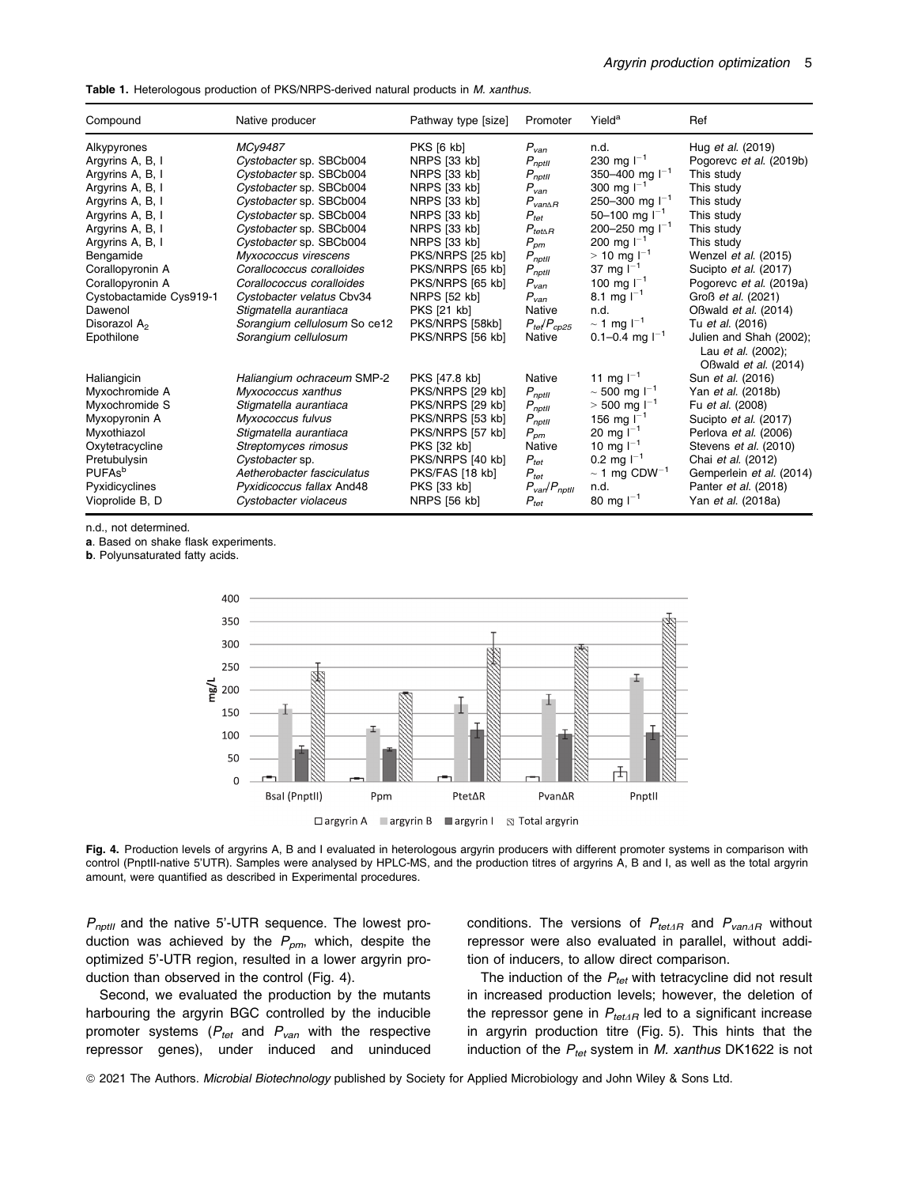**Table 1.** Heterologous production of PKS/NRPS-derived natural products in *M. xanthus*.

| Compound | Native producer | Pathway type [size] | Promoter | Yield[a] | Ref |
|---|---|---|---|---|---|
| Alkypyrones | *MCy9487* | PKS [6 kb] | $P_{van}$ | n.d. | Hug *et al.* (2019) |
| Argyrins A, B, I | *Cystobacter* sp. SBCb004 | NRPS [33 kb] | $P_{nptII}$ | 230 mg $l^{-1}$ | Pogorevc *et al.* (2019b) |
| Argyrins A, B, I | *Cystobacter* sp. SBCb004 | NRPS [33 kb] | $P_{nptII}$ | 350–400 mg $l^{-1}$ | This study |
| Argyrins A, B, I | *Cystobacter* sp. SBCb004 | NRPS [33 kb] | $P_{van}$ | 300 mg $l^{-1}$ | This study |
| Argyrins A, B, I | *Cystobacter* sp. SBCb004 | NRPS [33 kb] | $P_{van\Delta R}$ | 250–300 mg $l^{-1}$ | This study |
| Argyrins A, B, I | *Cystobacter* sp. SBCb004 | NRPS [33 kb] | $P_{tet}$ | 50–100 mg $l^{-1}$ | This study |
| Argyrins A, B, I | *Cystobacter* sp. SBCb004 | NRPS [33 kb] | $P_{tet\Delta R}$ | 200–250 mg $l^{-1}$ | This study |
| Argyrins A, B, I | *Cystobacter* sp. SBCb004 | NRPS [33 kb] | $P_{pm}$ | 200 mg $l^{-1}$ | This study |
| Bengamide | *Myxococcus virescens* | PKS/NRPS [25 kb] | $P_{nptII}$ | > 10 mg $l^{-1}$ | Wenzel *et al.* (2015) |
| Corallopyronin A | *Corallococcus coralloides* | PKS/NRPS [65 kb] | $P_{nptII}$ | 37 mg $l^{-1}$ | Sucipto *et al.* (2017) |
| Corallopyronin A | *Corallococcus coralloides* | PKS/NRPS [65 kb] | $P_{van}$ | 100 mg $l^{-1}$ | Pogorevc *et al.* (2019a) |
| Cystobactamide Cys919-1 | *Cystobacter velatus* Cbv34 | NRPS [52 kb] | $P_{van}$ | 8.1 mg $l^{-1}$ | Groß *et al.* (2021) |
| Dawenol | *Stigmatella aurantiaca* | PKS [21 kb] | Native | n.d. | Oßwald *et al.* (2014) |
| Disorazol $A_2$ | *Sorangium cellulosum* So ce12 | PKS/NRPS [58kb] | $P_{tet}/P_{cp25}$ | ~ 1 mg $l^{-1}$ | Tu *et al.* (2016) |
| Epothilone | *Sorangium cellulosum* | PKS/NRPS [56 kb] | Native | 0.1–0.4 mg $l^{-1}$ | Julien and Shah (2002); Lau *et al.* (2002); Oßwald *et al.* (2014) |
| Haliangicin | *Haliangium ochraceum* SMP-2 | PKS [47.8 kb] | Native | 11 mg $l^{-1}$ | Sun *et al.* (2016) |
| Myxochromide A | *Myxococcus xanthus* | PKS/NRPS [29 kb] | $P_{nptII}$ | ~ 500 mg $l^{-1}$ | Yan *et al.* (2018b) |
| Myxochromide S | *Stigmatella aurantiaca* | PKS/NRPS [29 kb] | $P_{nptII}$ | > 500 mg $l^{-1}$ | Fu *et al.* (2008) |
| Myxopyronin A | *Myxococcus fulvus* | PKS/NRPS [53 kb] | $P_{nptII}$ | 156 mg $l^{-1}$ | Sucipto *et al.* (2017) |
| Myxothiazol | *Stigmatella aurantiaca* | PKS/NRPS [57 kb] | $P_{pm}$ | 20 mg $l^{-1}$ | Perlova *et al.* (2006) |
| Oxytetracycline | *Streptomyces rimosus* | PKS [32 kb] | Native | 10 mg $l^{-1}$ | Stevens *et al.* (2010) |
| Pretubulysin | *Cystobacter* sp. | PKS/NRPS [40 kb] | $P_{tet}$ | 0.2 mg $l^{-1}$ | Chai *et al.* (2012) |
| PUFAs[b] | *Aetherobacter fasciculatus* | PKS/FAS [18 kb] | $P_{tet}$ | ~ 1 mg CDW$^{-1}$ | Gemperlein *et al.* (2014) |
| Pyxidicyclines | *Pyxidicoccus fallax* And48 | PKS [33 kb] | $P_{van}/P_{nptII}$ | n.d. | Panter *et al.* (2018) |
| Vioprolide B, D | *Cystobacter violaceus* | NRPS [56 kb] | $P_{tet}$ | 80 mg $l^{-1}$ | Yan *et al.* (2018a) |

n.d., not determined.

**a**. Based on shake flask experiments.

**b**. Polyunsaturated fatty acids.

**Fig. 4.** Production levels of argyrins A, B and I evaluated in heterologous argyrin producers with different promoter systems in comparison with control (PnptII-native 5'UTR). Samples were analysed by HPLC-MS, and the production titres of argyrins A, B and I, as well as the total argyrin amount, were quantified as described in Experimental procedures.

$P_{nptII}$ and the native 5'-UTR sequence. The lowest production was achieved by the $P_{pm}$, which, despite the optimized 5'-UTR region, resulted in a lower argyrin production than observed in the control (Fig. 4).

Second, we evaluated the production by the mutants harbouring the argyrin BGC controlled by the inducible promoter systems ($P_{tet}$ and $P_{van}$ with the respective repressor genes), under induced and uninduced conditions. The versions of $P_{tet\Delta R}$ and $P_{van\Delta R}$ without repressor were also evaluated in parallel, without addition of inducers, to allow direct comparison.

The induction of the $P_{tet}$ with tetracycline did not result in increased production levels; however, the deletion of the repressor gene in $P_{tet\Delta R}$ led to a significant increase in argyrin production titre (Fig. 5). This hints that the induction of the $P_{tet}$ system in *M. xanthus* DK1622 is not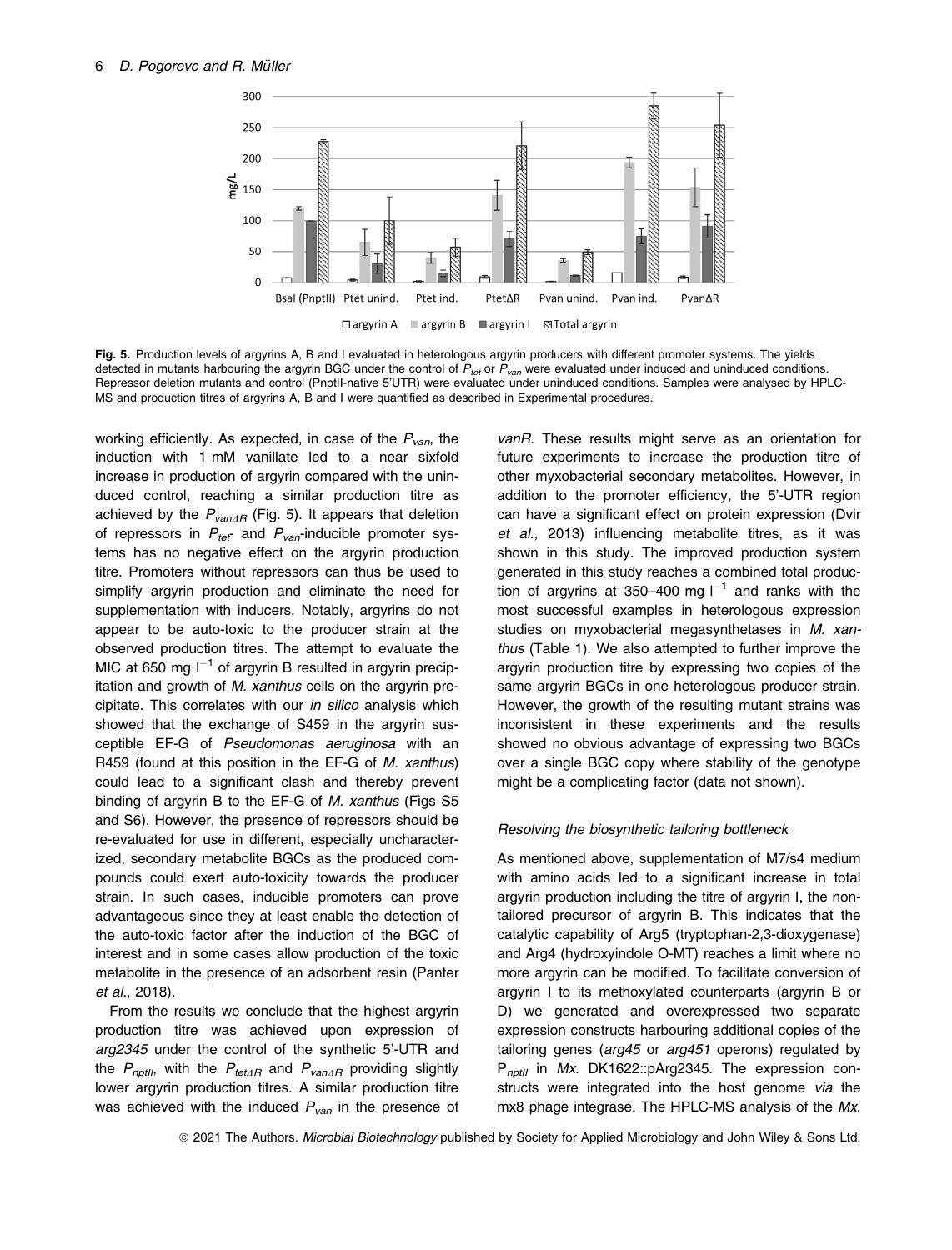Fig. 5. Production levels of argyrins A, B and I evaluated in heterologous argyrin producers with different promoter systems. The yields detected in mutants harbouring the argyrin BGC under the control of $P_{tet}$ or $P_{van}$ were evaluated under induced and uninduced conditions. Repressor deletion mutants and control (PnptII-native 5′UTR) were evaluated under uninduced conditions. Samples were analysed by HPLC-MS and production titres of argyrins A, B and I were quantified as described in Experimental procedures.

working efficiently. As expected, in case of the $P_{van}$, the induction with 1 mM vanillate led to a near sixfold increase in production of argyrin compared with the uninduced control, reaching a similar production titre as achieved by the $P_{van\Delta R}$ (Fig. 5). It appears that deletion of repressors in $P_{tet}$- and $P_{van}$-inducible promoter systems has no negative effect on the argyrin production titre. Promoters without repressors can thus be used to simplify argyrin production and eliminate the need for supplementation with inducers. Notably, argyrins do not appear to be auto-toxic to the producer strain at the observed production titres. The attempt to evaluate the MIC at 650 mg $l^{-1}$ of argyrin B resulted in argyrin precipitation and growth of *M. xanthus* cells on the argyrin precipitate. This correlates with our *in silico* analysis which showed that the exchange of S459 in the argyrin susceptible EF-G of *Pseudomonas aeruginosa* with an R459 (found at this position in the EF-G of *M. xanthus*) could lead to a significant clash and thereby prevent binding of argyrin B to the EF-G of *M. xanthus* (Figs S5 and S6). However, the presence of repressors should be re-evaluated for use in different, especially uncharacterized, secondary metabolite BGCs as the produced compounds could exert auto-toxicity towards the producer strain. In such cases, inducible promoters can prove advantageous since they at least enable the detection of the auto-toxic factor after the induction of the BGC of interest and in some cases allow production of the toxic metabolite in the presence of an adsorbent resin (Panter *et al*., 2018).

From the results we conclude that the highest argyrin production titre was achieved upon expression of *arg2345* under the control of the synthetic 5′-UTR and the $P_{nptII}$, with the $P_{tet\Delta R}$ and $P_{van\Delta R}$ providing slightly lower argyrin production titres. A similar production titre was achieved with the induced $P_{van}$ in the presence of *vanR*. These results might serve as an orientation for future experiments to increase the production titre of other myxobacterial secondary metabolites. However, in addition to the promoter efficiency, the 5′-UTR region can have a significant effect on protein expression (Dvir *et al*., 2013) influencing metabolite titres, as it was shown in this study. The improved production system generated in this study reaches a combined total production of argyrins at 350–400 mg $l^{-1}$ and ranks with the most successful examples in heterologous expression studies on myxobacterial megasynthetases in *M. xanthus* (Table 1). We also attempted to further improve the argyrin production titre by expressing two copies of the same argyrin BGCs in one heterologous producer strain. However, the growth of the resulting mutant strains was inconsistent in these experiments and the results showed no obvious advantage of expressing two BGCs over a single BGC copy where stability of the genotype might be a complicating factor (data not shown).

### *Resolving the biosynthetic tailoring bottleneck*

As mentioned above, supplementation of M7/s4 medium with amino acids led to a significant increase in total argyrin production including the titre of argyrin I, the non-tailored precursor of argyrin B. This indicates that the catalytic capability of Arg5 (tryptophan-2,3-dioxygenase) and Arg4 (hydroxyindole O-MT) reaches a limit where no more argyrin can be modified. To facilitate conversion of argyrin I to its methoxylated counterparts (argyrin B or D) we generated and overexpressed two separate expression constructs harbouring additional copies of the tailoring genes (*arg45* or *arg451* operons) regulated by $P_{nptII}$ in *Mx.* DK1622::pArg2345. The expression constructs were integrated into the host genome *via* the mx8 phage integrase. The HPLC-MS analysis of the *Mx.*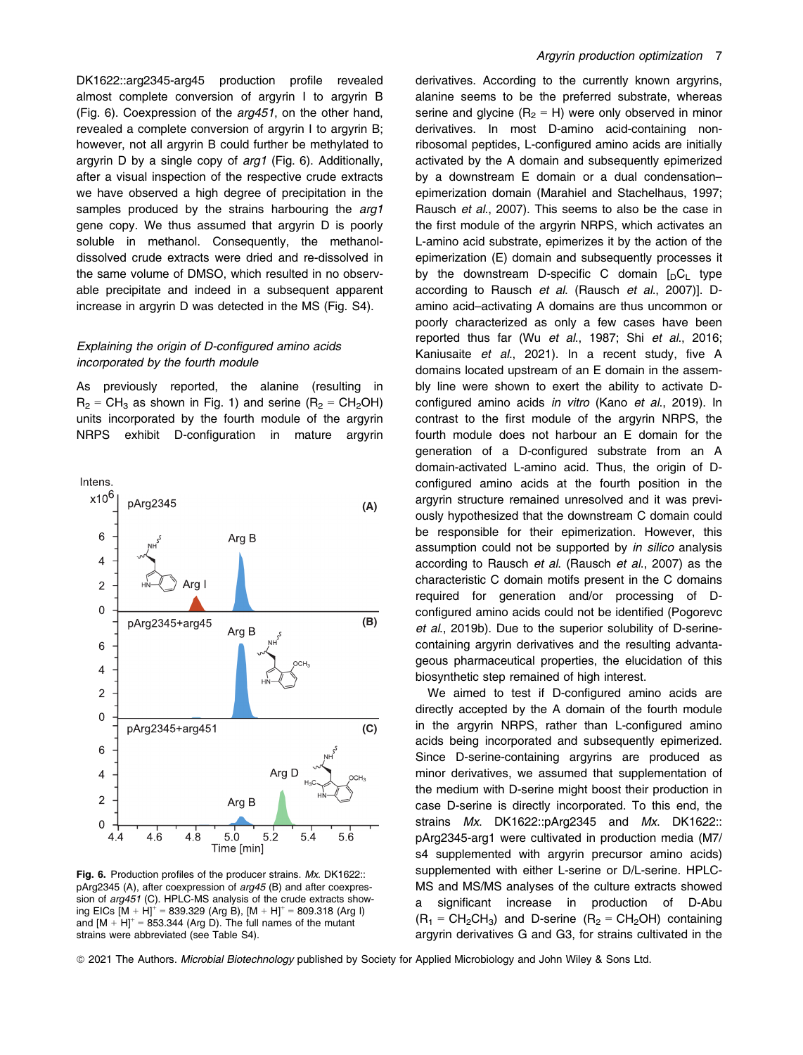DK1622::arg2345-arg45 production profile revealed almost complete conversion of argyrin I to argyrin B (Fig. 6). Coexpression of the *arg451*, on the other hand, revealed a complete conversion of argyrin I to argyrin B; however, not all argyrin B could further be methylated to argyrin D by a single copy of *arg1* (Fig. 6). Additionally, after a visual inspection of the respective crude extracts we have observed a high degree of precipitation in the samples produced by the strains harbouring the *arg1* gene copy. We thus assumed that argyrin D is poorly soluble in methanol. Consequently, the methanol-dissolved crude extracts were dried and re-dissolved in the same volume of DMSO, which resulted in no observable precipitate and indeed in a subsequent apparent increase in argyrin D was detected in the MS (Fig. S4).

### *Explaining the origin of D-configured amino acids incorporated by the fourth module*

As previously reported, the alanine (resulting in $R_2 = CH_3$ as shown in Fig. 1) and serine ($R_2 = CH_2OH$) units incorporated by the fourth module of the argyrin NRPS exhibit D-configuration in mature argyrin derivatives. According to the currently known argyrins, alanine seems to be the preferred substrate, whereas serine and glycine ($R_2$ = H) were only observed in minor derivatives. In most D-amino acid-containing non-ribosomal peptides, L-configured amino acids are initially activated by the A domain and subsequently epimerized by a downstream E domain or a dual condensation–epimerization domain (Marahiel and Stachelhaus, 1997; Rausch *et al.*, 2007). This seems to also be the case in the first module of the argyrin NRPS, which activates an L-amino acid substrate, epimerizes it by the action of the epimerization (E) domain and subsequently processes it by the downstream D-specific C domain [$_{D}C_{L}$ type according to Rausch *et al.* (Rausch *et al.*, 2007)]. D-amino acid–activating A domains are thus uncommon or poorly characterized as only a few cases have been reported thus far (Wu *et al.*, 1987; Shi *et al.*, 2016; Kaniusaite *et al.*, 2021). In a recent study, five A domains located upstream of an E domain in the assembly line were shown to exert the ability to activate D-configured amino acids *in vitro* (Kano *et al.*, 2019). In contrast to the first module of the argyrin NRPS, the fourth module does not harbour an E domain for the generation of a D-configured substrate from an A domain-activated L-amino acid. Thus, the origin of D-configured amino acids at the fourth position in the argyrin structure remained unresolved and it was previously hypothesized that the downstream C domain could be responsible for their epimerization. However, this assumption could not be supported by *in silico* analysis according to Rausch *et al.* (Rausch *et al.*, 2007) as the characteristic C domain motifs present in the C domains required for generation and/or processing of D-configured amino acids could not be identified (Pogorevc *et al.*, 2019b). Due to the superior solubility of D-serine-containing argyrin derivatives and the resulting advantageous pharmaceutical properties, the elucidation of this biosynthetic step remained of high interest.

We aimed to test if D-configured amino acids are directly accepted by the A domain of the fourth module in the argyrin NRPS, rather than L-configured amino acids being incorporated and subsequently epimerized. Since D-serine-containing argyrins are produced as minor derivatives, we assumed that supplementation of the medium with D-serine might boost their production in case D-serine is directly incorporated. To this end, the strains *Mx.* DK1622::pArg2345 and *Mx.* DK1622::pArg2345-arg1 were cultivated in production media (M7/s4 supplemented with argyrin precursor amino acids) supplemented with either L-serine or D/L-serine. HPLC-MS and MS/MS analyses of the culture extracts showed a significant increase in production of D-Abu ($R_1 = CH_2CH_3$) and D-serine ($R_2 = CH_2OH$) containing argyrin derivatives G and G3, for strains cultivated in the

**Fig. 6.** Production profiles of the producer strains. *Mx.* DK1622::pArg2345 (A), after coexpression of *arg45* (B) and after coexpression of *arg451* (C). HPLC-MS analysis of the crude extracts showing EICs $[M + H]^+$ = 839.329 (Arg B), $[M + H]^+$ = 809.318 (Arg I) and $[M + H]^+$ = 853.344 (Arg D). The full names of the mutant strains were abbreviated (see Table S4).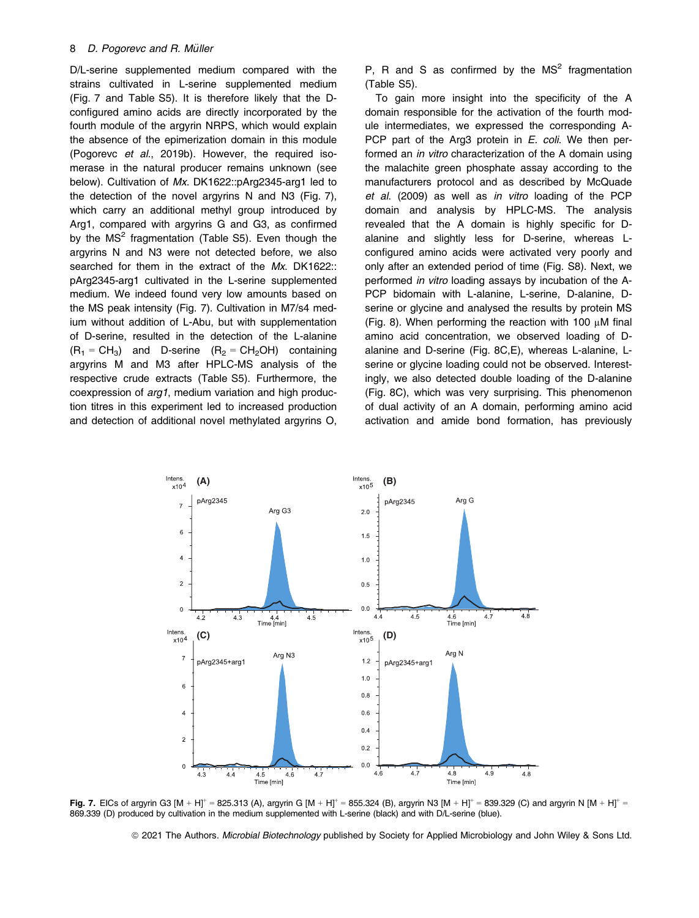D/L-serine supplemented medium compared with the strains cultivated in L-serine supplemented medium (Fig. 7 and Table S5). It is therefore likely that the D-configured amino acids are directly incorporated by the fourth module of the argyrin NRPS, which would explain the absence of the epimerization domain in this module (Pogorevc *et al*., 2019b). However, the required isomerase in the natural producer remains unknown (see below). Cultivation of *Mx*. DK1622::pArg2345-arg1 led to the detection of the novel argyrins N and N3 (Fig. 7), which carry an additional methyl group introduced by Arg1, compared with argyrins G and G3, as confirmed by the $MS^2$ fragmentation (Table S5). Even though the argyrins N and N3 were not detected before, we also searched for them in the extract of the *Mx*. DK1622::pArg2345-arg1 cultivated in the L-serine supplemented medium. We indeed found very low amounts based on the MS peak intensity (Fig. 7). Cultivation in M7/s4 medium without addition of L-Abu, but with supplementation of D-serine, resulted in the detection of the L-alanine ($R_1$ = $CH_3$) and D-serine ($R_2$ = $CH_2OH$) containing argyrins M and M3 after HPLC-MS analysis of the respective crude extracts (Table S5). Furthermore, the coexpression of *arg1*, medium variation and high production titres in this experiment led to increased production and detection of additional novel methylated argyrins O, P, R and S as confirmed by the $MS^2$ fragmentation (Table S5).

To gain more insight into the specificity of the A domain responsible for the activation of the fourth module intermediates, we expressed the corresponding A-PCP part of the Arg3 protein in *E. coli*. We then performed an *in vitro* characterization of the A domain using the malachite green phosphate assay according to the manufacturers protocol and as described by McQuade *et al*. (2009) as well as *in vitro* loading of the PCP domain and analysis by HPLC-MS. The analysis revealed that the A domain is highly specific for D-alanine and slightly less for D-serine, whereas L-configured amino acids were activated very poorly and only after an extended period of time (Fig. S8). Next, we performed *in vitro* loading assays by incubation of the A-PCP bidomain with L-alanine, L-serine, D-alanine, D-serine or glycine and analysed the results by protein MS (Fig. 8). When performing the reaction with 100 μM final amino acid concentration, we observed loading of D-alanine and D-serine (Fig. 8C,E), whereas L-alanine, L-serine or glycine loading could not be observed. Interestingly, we also detected double loading of the D-alanine (Fig. 8C), which was very surprising. This phenomenon of dual activity of an A domain, performing amino acid activation and amide bond formation, has previously

**Fig. 7.** EICs of argyrin G3 $[M + H]^+$ = 825.313 (A), argyrin G $[M + H]^+$ = 855.324 (B), argyrin N3 $[M + H]^+$ = 839.329 (C) and argyrin N $[M + H]^+$ = 869.339 (D) produced by cultivation in the medium supplemented with L-serine (black) and with D/L-serine (blue).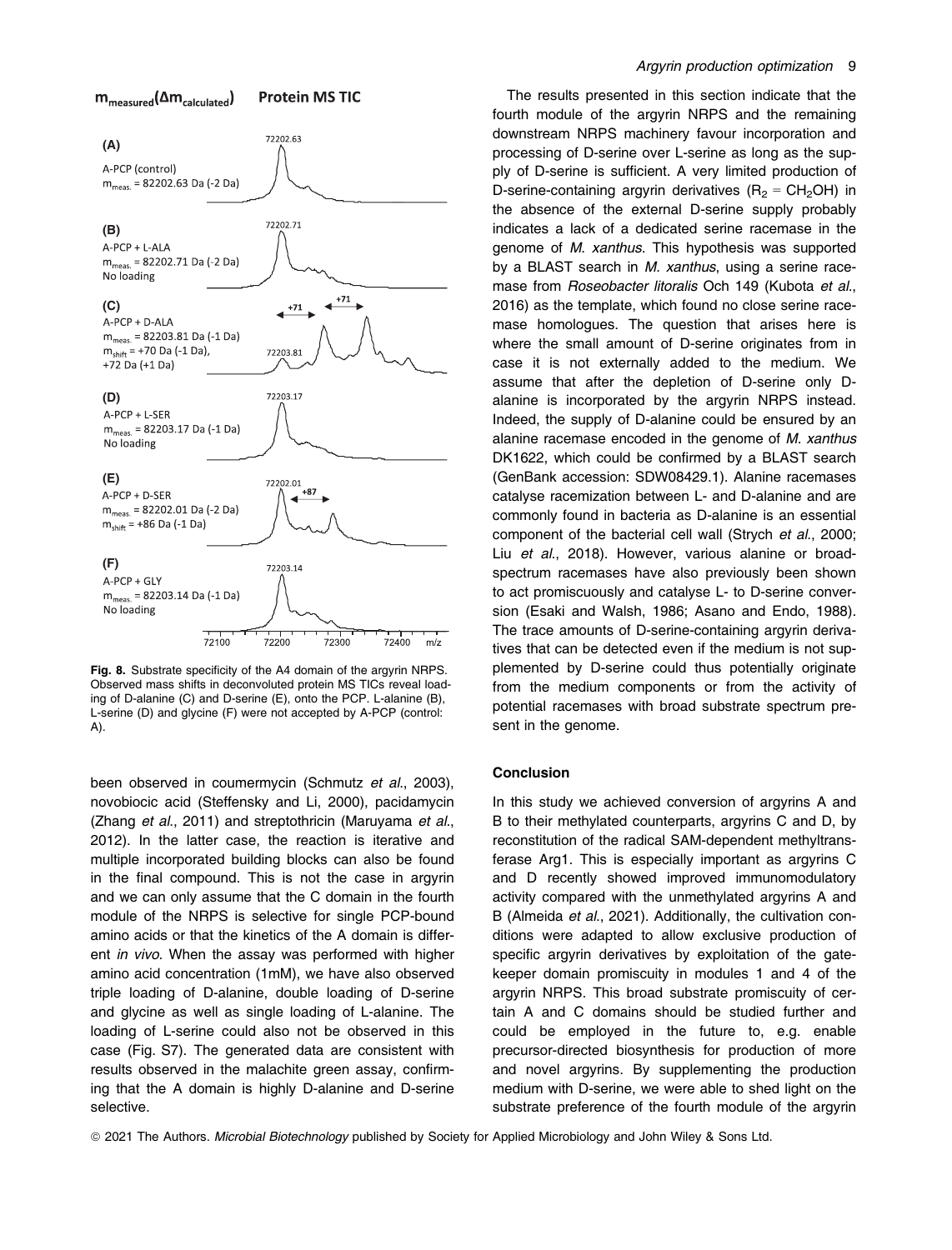**Fig. 8.** Substrate specificity of the A4 domain of the argyrin NRPS. Observed mass shifts in deconvoluted protein MS TICs reveal loading of D-alanine (C) and D-serine (E), onto the PCP. L-alanine (B), L-serine (D) and glycine (F) were not accepted by A-PCP (control: A).

been observed in coumermycin (Schmutz *et al*., 2003), novobiocic acid (Steffensky and Li, 2000), pacidamycin (Zhang *et al*., 2011) and streptothricin (Maruyama *et al*., 2012). In the latter case, the reaction is iterative and multiple incorporated building blocks can also be found in the final compound. This is not the case in argyrin and we can only assume that the C domain in the fourth module of the NRPS is selective for single PCP-bound amino acids or that the kinetics of the A domain is different *in vivo*. When the assay was performed with higher amino acid concentration (1mM), we have also observed triple loading of D-alanine, double loading of D-serine and glycine as well as single loading of L-alanine. The loading of L-serine could also not be observed in this case (Fig. S7). The generated data are consistent with results observed in the malachite green assay, confirming that the A domain is highly D-alanine and D-serine selective.

The results presented in this section indicate that the fourth module of the argyrin NRPS and the remaining downstream NRPS machinery favour incorporation and processing of D-serine over L-serine as long as the supply of D-serine is sufficient. A very limited production of D-serine-containing argyrin derivatives ($R_2 = CH_2OH$) in the absence of the external D-serine supply probably indicates a lack of a dedicated serine racemase in the genome of *M. xanthus.* This hypothesis was supported by a BLAST search in *M. xanthus*, using a serine racemase from *Roseobacter litoralis* Och 149 (Kubota *et al*., 2016) as the template, which found no close serine racemase homologues. The question that arises here is where the small amount of D-serine originates from in case it is not externally added to the medium. We assume that after the depletion of D-serine only D-alanine is incorporated by the argyrin NRPS instead. Indeed, the supply of D-alanine could be ensured by an alanine racemase encoded in the genome of *M. xanthus* DK1622, which could be confirmed by a BLAST search (GenBank accession: SDW08429.1). Alanine racemases catalyse racemization between L- and D-alanine and are commonly found in bacteria as D-alanine is an essential component of the bacterial cell wall (Strych *et al*., 2000; Liu *et al*., 2018). However, various alanine or broad-spectrum racemases have also previously been shown to act promiscuously and catalyse L- to D-serine conversion (Esaki and Walsh, 1986; Asano and Endo, 1988). The trace amounts of D-serine-containing argyrin derivatives that can be detected even if the medium is not supplemented by D-serine could thus potentially originate from the medium components or from the activity of potential racemases with broad substrate spectrum present in the genome.

## Conclusion

In this study we achieved conversion of argyrins A and B to their methylated counterparts, argyrins C and D, by reconstitution of the radical SAM-dependent methyltransferase Arg1. This is especially important as argyrins C and D recently showed improved immunomodulatory activity compared with the unmethylated argyrins A and B (Almeida *et al*., 2021). Additionally, the cultivation conditions were adapted to allow exclusive production of specific argyrin derivatives by exploitation of the gatekeeper domain promiscuity in modules 1 and 4 of the argyrin NRPS. This broad substrate promiscuity of certain A and C domains should be studied further and could be employed in the future to, e.g. enable precursor-directed biosynthesis for production of more and novel argyrins. By supplementing the production medium with D-serine, we were able to shed light on the substrate preference of the fourth module of the argyrin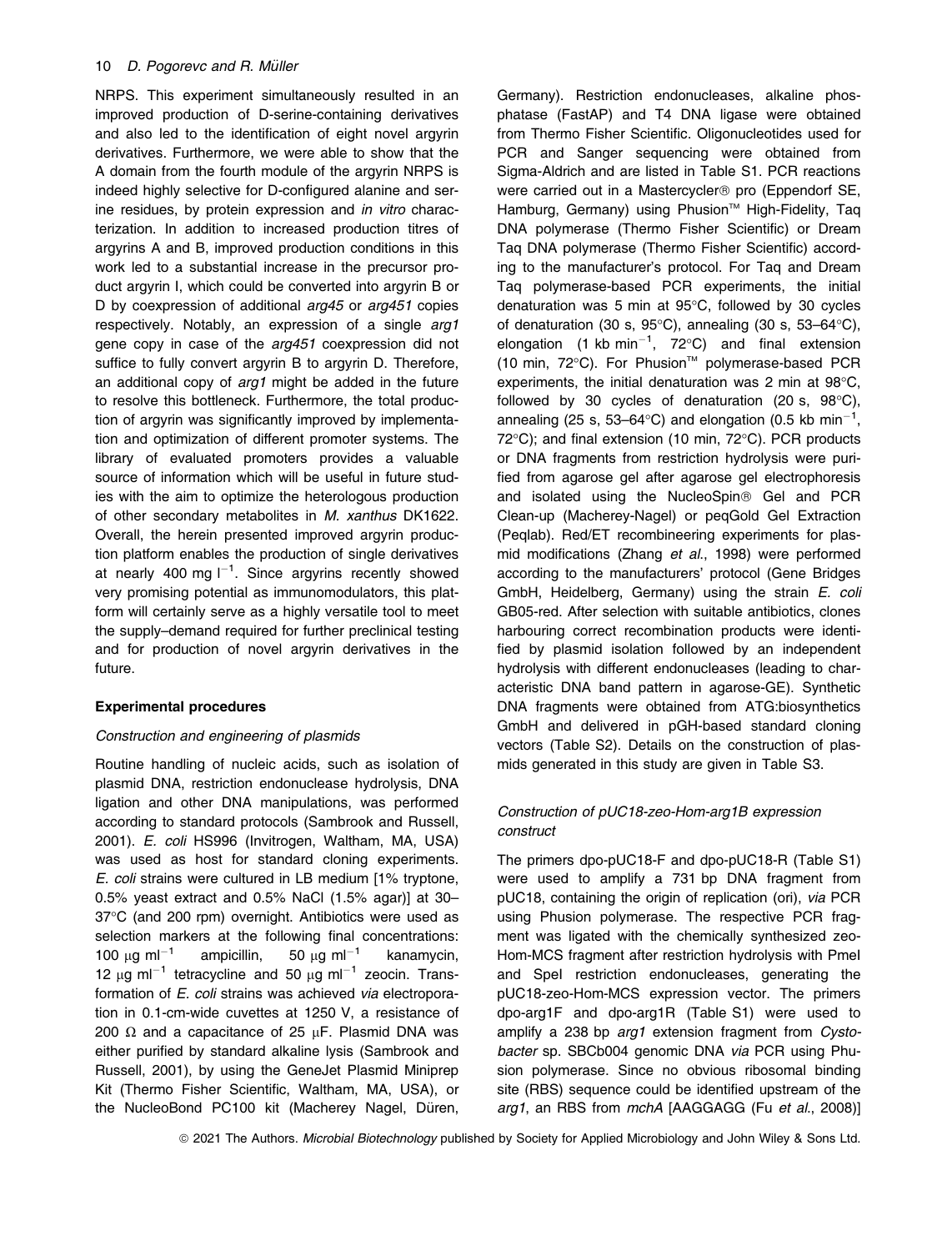NRPS. This experiment simultaneously resulted in an improved production of D-serine-containing derivatives and also led to the identification of eight novel argyrin derivatives. Furthermore, we were able to show that the A domain from the fourth module of the argyrin NRPS is indeed highly selective for D-configured alanine and serine residues, by protein expression and *in vitro* characterization. In addition to increased production titres of argyrins A and B, improved production conditions in this work led to a substantial increase in the precursor product argyrin I, which could be converted into argyrin B or D by coexpression of additional *arg45* or *arg451* copies respectively. Notably, an expression of a single *arg1* gene copy in case of the *arg451* coexpression did not suffice to fully convert argyrin B to argyrin D. Therefore, an additional copy of *arg1* might be added in the future to resolve this bottleneck. Furthermore, the total production of argyrin was significantly improved by implementation and optimization of different promoter systems. The library of evaluated promoters provides a valuable source of information which will be useful in future studies with the aim to optimize the heterologous production of other secondary metabolites in *M. xanthus* DK1622. Overall, the herein presented improved argyrin production platform enables the production of single derivatives at nearly 400 mg $l^{-1}$. Since argyrins recently showed very promising potential as immunomodulators, this platform will certainly serve as a highly versatile tool to meet the supply–demand required for further preclinical testing and for production of novel argyrin derivatives in the future.

## Experimental procedures

### *Construction and engineering of plasmids*

Routine handling of nucleic acids, such as isolation of plasmid DNA, restriction endonuclease hydrolysis, DNA ligation and other DNA manipulations, was performed according to standard protocols (Sambrook and Russell, 2001). *E. coli* HS996 (Invitrogen, Waltham, MA, USA) was used as host for standard cloning experiments. *E. coli* strains were cultured in LB medium [1% tryptone, 0.5% yeast extract and 0.5% NaCl (1.5% agar)] at 30–37°C (and 200 rpm) overnight. Antibiotics were used as selection markers at the following final concentrations: 100 μg $ml^{-1}$ ampicillin, 50 μg $ml^{-1}$ kanamycin, 12 μg $ml^{-1}$ tetracycline and 50 μg $ml^{-1}$ zeocin. Transformation of *E. coli* strains was achieved *via* electroporation in 0.1-cm-wide cuvettes at 1250 V, a resistance of 200 Ω and a capacitance of 25 μF. Plasmid DNA was either purified by standard alkaline lysis (Sambrook and Russell, 2001), by using the GeneJet Plasmid Miniprep Kit (Thermo Fisher Scientific, Waltham, MA, USA), or the NucleoBond PC100 kit (Macherey Nagel, Düren, Germany). Restriction endonucleases, alkaline phosphatase (FastAP) and T4 DNA ligase were obtained from Thermo Fisher Scientific. Oligonucleotides used for PCR and Sanger sequencing were obtained from Sigma-Aldrich and are listed in Table S1. PCR reactions were carried out in a Mastercycler® pro (Eppendorf SE, Hamburg, Germany) using Phusion™ High-Fidelity, Taq DNA polymerase (Thermo Fisher Scientific) or Dream Taq DNA polymerase (Thermo Fisher Scientific) according to the manufacturer's protocol. For Taq and Dream Taq polymerase-based PCR experiments, the initial denaturation was 5 min at 95°C, followed by 30 cycles of denaturation (30 s, 95°C), annealing (30 s, 53–64°C), elongation (1 kb $min^{-1}$, 72°C) and final extension (10 min, 72°C). For Phusion™ polymerase-based PCR experiments, the initial denaturation was 2 min at 98°C, followed by 30 cycles of denaturation (20 s, 98°C), annealing (25 s, 53–64°C) and elongation (0.5 kb $min^{-1}$, 72°C); and final extension (10 min, 72°C). PCR products or DNA fragments from restriction hydrolysis were purified from agarose gel after agarose gel electrophoresis and isolated using the NucleoSpin® Gel and PCR Clean-up (Macherey-Nagel) or peqGold Gel Extraction (Peqlab). Red/ET recombineering experiments for plasmid modifications (Zhang *et al*., 1998) were performed according to the manufacturers' protocol (Gene Bridges GmbH, Heidelberg, Germany) using the strain *E. coli* GB05-red. After selection with suitable antibiotics, clones harbouring correct recombination products were identified by plasmid isolation followed by an independent hydrolysis with different endonucleases (leading to characteristic DNA band pattern in agarose-GE). Synthetic DNA fragments were obtained from ATG:biosynthetics GmbH and delivered in pGH-based standard cloning vectors (Table S2). Details on the construction of plasmids generated in this study are given in Table S3.

### *Construction of pUC18-zeo-Hom-arg1B expression construct*

The primers dpo-pUC18-F and dpo-pUC18-R (Table S1) were used to amplify a 731 bp DNA fragment from pUC18, containing the origin of replication (ori), *via* PCR using Phusion polymerase. The respective PCR fragment was ligated with the chemically synthesized zeo-Hom-MCS fragment after restriction hydrolysis with PmeI and SpeI restriction endonucleases, generating the pUC18-zeo-Hom-MCS expression vector. The primers dpo-arg1F and dpo-arg1R (Table S1) were used to amplify a 238 bp *arg1* extension fragment from *Cystobacter* sp. SBCb004 genomic DNA *via* PCR using Phusion polymerase. Since no obvious ribosomal binding site (RBS) sequence could be identified upstream of the *arg1*, an RBS from *mchA* [AAGGAGG (Fu *et al*., 2008)]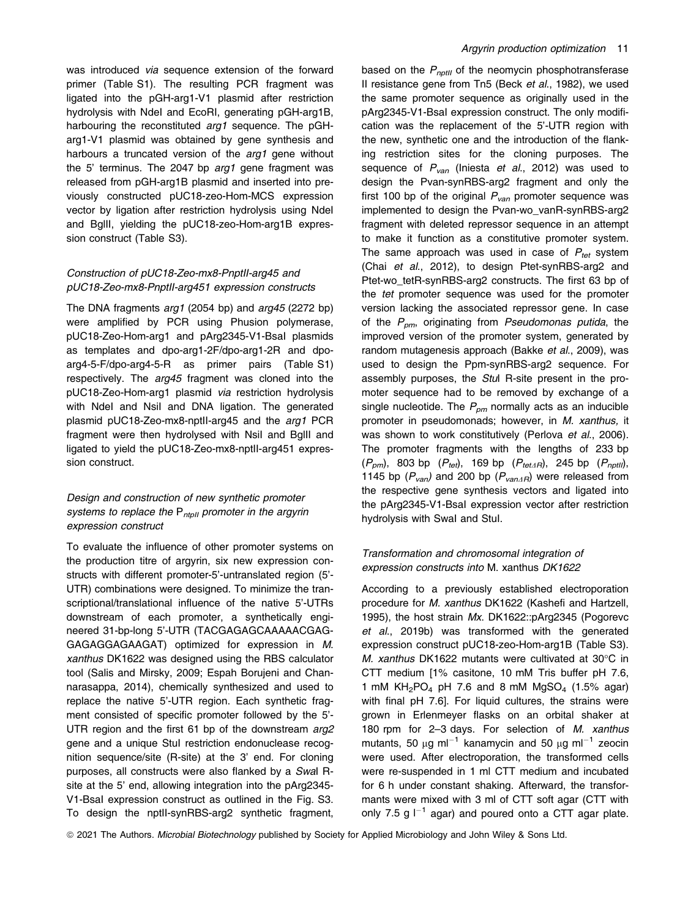was introduced *via* sequence extension of the forward primer (Table S1). The resulting PCR fragment was ligated into the pGH-arg1-V1 plasmid after restriction hydrolysis with NdeI and EcoRI, generating pGH-arg1B, harbouring the reconstituted *arg1* sequence. The pGH-arg1-V1 plasmid was obtained by gene synthesis and harbours a truncated version of the *arg1* gene without the 5′ terminus. The 2047 bp *arg1* gene fragment was released from pGH-arg1B plasmid and inserted into previously constructed pUC18-zeo-Hom-MCS expression vector by ligation after restriction hydrolysis using NdeI and BglII, yielding the pUC18-zeo-Hom-arg1B expression construct (Table S3).

### *Construction of pUC18-Zeo-mx8-PnptII-arg45 and pUC18-Zeo-mx8-PnptII-arg451 expression constructs*

The DNA fragments *arg1* (2054 bp) and *arg45* (2272 bp) were amplified by PCR using Phusion polymerase, pUC18-Zeo-Hom-arg1 and pArg2345-V1-BsaI plasmids as templates and dpo-arg1-2F/dpo-arg1-2R and dpo-arg4-5-F/dpo-arg4-5-R as primer pairs (Table S1) respectively. The *arg45* fragment was cloned into the pUC18-Zeo-Hom-arg1 plasmid *via* restriction hydrolysis with NdeI and NsiI and DNA ligation. The generated plasmid pUC18-Zeo-mx8-nptII-arg45 and the *arg1* PCR fragment were then hydrolysed with NsiI and BglII and ligated to yield the pUC18-Zeo-mx8-nptII-arg451 expression construct.

### *Design and construction of new synthetic promoter systems to replace the $P_{ntpII}$ promoter in the argyrin expression construct*

To evaluate the influence of other promoter systems on the production titre of argyrin, six new expression constructs with different promoter-5′-untranslated region (5′-UTR) combinations were designed. To minimize the transcriptional/translational influence of the native 5′-UTRs downstream of each promoter, a synthetically engineered 31-bp-long 5′-UTR (TACGAGAGCAAAAACGAGGAGAGGAGAAGAT) optimized for expression in *M. xanthus* DK1622 was designed using the RBS calculator tool (Salis and Mirsky, 2009; Espah Borujeni and Channarasappa, 2014), chemically synthesized and used to replace the native 5′-UTR region. Each synthetic fragment consisted of specific promoter followed by the 5′-UTR region and the first 61 bp of the downstream *arg2* gene and a unique StuI restriction endonuclease recognition sequence/site (R-site) at the 3′ end. For cloning purposes, all constructs were also flanked by a *Swa*I R-site at the 5′ end, allowing integration into the pArg2345-V1-BsaI expression construct as outlined in the Fig. S3. To design the nptII-synRBS-arg2 synthetic fragment, based on the $P_{nptII}$ of the neomycin phosphotransferase II resistance gene from Tn5 (Beck *et al*., 1982), we used the same promoter sequence as originally used in the pArg2345-V1-BsaI expression construct. The only modification was the replacement of the 5′-UTR region with the new, synthetic one and the introduction of the flanking restriction sites for the cloning purposes. The sequence of $P_{van}$ (Iniesta *et al*., 2012) was used to design the Pvan-synRBS-arg2 fragment and only the first 100 bp of the original $P_{van}$ promoter sequence was implemented to design the Pvan-wo_vanR-synRBS-arg2 fragment with deleted repressor sequence in an attempt to make it function as a constitutive promoter system. The same approach was used in case of $P_{tet}$ system (Chai *et al*., 2012), to design Ptet-synRBS-arg2 and Ptet-wo_tetR-synRBS-arg2 constructs. The first 63 bp of the *tet* promoter sequence was used for the promoter version lacking the associated repressor gene. In case of the $P_{pm}$, originating from *Pseudomonas putida*, the improved version of the promoter system, generated by random mutagenesis approach (Bakke *et al*., 2009), was used to design the Ppm-synRBS-arg2 sequence. For assembly purposes, the *Stu*I R-site present in the promoter sequence had to be removed by exchange of a single nucleotide. The $P_{pm}$ normally acts as an inducible promoter in pseudomonads; however, in *M. xanthus,* it was shown to work constitutively (Perlova *et al*., 2006). The promoter fragments with the lengths of 233 bp ($P_{pm}$), 803 bp ($P_{tet}$), 169 bp ($P_{tet\Delta R}$), 245 bp ($P_{nptII}$), 1145 bp ($P_{van}$) and 200 bp ($P_{van\Delta R}$) were released from the respective gene synthesis vectors and ligated into the pArg2345-V1-BsaI expression vector after restriction hydrolysis with SwaI and StuI.

### *Transformation and chromosomal integration of expression constructs into* M. xanthus *DK1622*

According to a previously established electroporation procedure for *M. xanthus* DK1622 (Kashefi and Hartzell, 1995), the host strain *Mx*. DK1622::pArg2345 (Pogorevc *et al*., 2019b) was transformed with the generated expression construct pUC18-zeo-Hom-arg1B (Table S3). *M. xanthus* DK1622 mutants were cultivated at 30°C in CTT medium [1% casitone, 10 mM Tris buffer pH 7.6, 1 mM $KH_2PO_4$ pH 7.6 and 8 mM $MgSO_4$ (1.5% agar) with final pH 7.6]. For liquid cultures, the strains were grown in Erlenmeyer flasks on an orbital shaker at 180 rpm for 2–3 days. For selection of *M. xanthus* mutants, 50 μg ml$^{-1}$ kanamycin and 50 μg ml$^{-1}$ zeocin were used. After electroporation, the transformed cells were re-suspended in 1 ml CTT medium and incubated for 6 h under constant shaking. Afterward, the transformants were mixed with 3 ml of CTT soft agar (CTT with only 7.5 g l$^{-1}$ agar) and poured onto a CTT agar plate.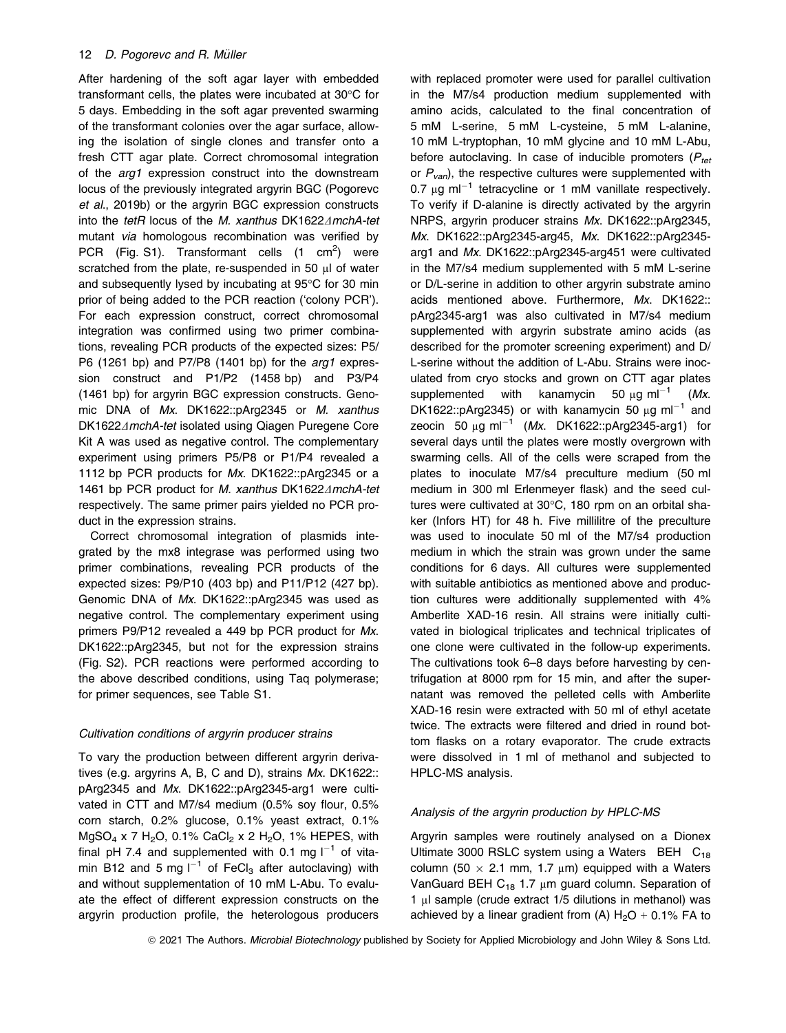After hardening of the soft agar layer with embedded transformant cells, the plates were incubated at 30°C for 5 days. Embedding in the soft agar prevented swarming of the transformant colonies over the agar surface, allowing the isolation of single clones and transfer onto a fresh CTT agar plate. Correct chromosomal integration of the *arg1* expression construct into the downstream locus of the previously integrated argyrin BGC (Pogorevc *et al.*, 2019b) or the argyrin BGC expression constructs into the *tetR* locus of the *M. xanthus* DK1622*ΔmchA-tet* mutant *via* homologous recombination was verified by PCR (Fig. S1). Transformant cells (1 $cm^2$) were scratched from the plate, re-suspended in 50 μl of water and subsequently lysed by incubating at 95°C for 30 min prior of being added to the PCR reaction ('colony PCR'). For each expression construct, correct chromosomal integration was confirmed using two primer combinations, revealing PCR products of the expected sizes: P5/P6 (1261 bp) and P7/P8 (1401 bp) for the *arg1* expression construct and P1/P2 (1458 bp) and P3/P4 (1461 bp) for argyrin BGC expression constructs. Genomic DNA of *Mx.* DK1622::pArg2345 or *M. xanthus* DK1622*ΔmchA-tet* isolated using Qiagen Puregene Core Kit A was used as negative control. The complementary experiment using primers P5/P8 or P1/P4 revealed a 1112 bp PCR products for *Mx.* DK1622::pArg2345 or a 1461 bp PCR product for *M. xanthus* DK1622*ΔmchA-tet* respectively. The same primer pairs yielded no PCR product in the expression strains.

Correct chromosomal integration of plasmids integrated by the mx8 integrase was performed using two primer combinations, revealing PCR products of the expected sizes: P9/P10 (403 bp) and P11/P12 (427 bp). Genomic DNA of *Mx.* DK1622::pArg2345 was used as negative control. The complementary experiment using primers P9/P12 revealed a 449 bp PCR product for *Mx.* DK1622::pArg2345, but not for the expression strains (Fig. S2). PCR reactions were performed according to the above described conditions, using Taq polymerase; for primer sequences, see Table S1.

### *Cultivation conditions of argyrin producer strains*

To vary the production between different argyrin derivatives (e.g. argyrins A, B, C and D), strains *Mx.* DK1622::pArg2345 and *Mx.* DK1622::pArg2345-arg1 were cultivated in CTT and M7/s4 medium (0.5% soy flour, 0.5% corn starch, 0.2% glucose, 0.1% yeast extract, 0.1% $MgSO_4$ x 7 $H_2O$, 0.1% $CaCl_2$ x 2 $H_2O$, 1% HEPES, with final pH 7.4 and supplemented with 0.1 mg $l^{-1}$ of vitamin B12 and 5 mg $l^{-1}$ of $FeCl_3$ after autoclaving) with and without supplementation of 10 mM L-Abu. To evaluate the effect of different expression constructs on the argyrin production profile, the heterologous producers with replaced promoter were used for parallel cultivation in the M7/s4 production medium supplemented with amino acids, calculated to the final concentration of 5 mM L-serine, 5 mM L-cysteine, 5 mM L-alanine, 10 mM L-tryptophan, 10 mM glycine and 10 mM L-Abu, before autoclaving. In case of inducible promoters ($P_{tet}$ or $P_{van}$), the respective cultures were supplemented with 0.7 μg $ml^{-1}$ tetracycline or 1 mM vanillate respectively. To verify if D-alanine is directly activated by the argyrin NRPS, argyrin producer strains *Mx.* DK1622::pArg2345, *Mx.* DK1622::pArg2345-arg45, *Mx.* DK1622::pArg2345-arg1 and *Mx.* DK1622::pArg2345-arg451 were cultivated in the M7/s4 medium supplemented with 5 mM L-serine or D/L-serine in addition to other argyrin substrate amino acids mentioned above. Furthermore, *Mx.* DK1622::pArg2345-arg1 was also cultivated in M7/s4 medium supplemented with argyrin substrate amino acids (as described for the promoter screening experiment) and D/L-serine without the addition of L-Abu. Strains were inoculated from cryo stocks and grown on CTT agar plates supplemented with kanamycin 50 μg $ml^{-1}$ (*Mx.* DK1622::pArg2345) or with kanamycin 50 μg $ml^{-1}$ and zeocin 50 μg $ml^{-1}$ (*Mx.* DK1622::pArg2345-arg1) for several days until the plates were mostly overgrown with swarming cells. All of the cells were scraped from the plates to inoculate M7/s4 preculture medium (50 ml medium in 300 ml Erlenmeyer flask) and the seed cultures were cultivated at 30°C, 180 rpm on an orbital shaker (Infors HT) for 48 h. Five millilitre of the preculture was used to inoculate 50 ml of the M7/s4 production medium in which the strain was grown under the same conditions for 6 days. All cultures were supplemented with suitable antibiotics as mentioned above and production cultures were additionally supplemented with 4% Amberlite XAD-16 resin. All strains were initially cultivated in biological triplicates and technical triplicates of one clone were cultivated in the follow-up experiments. The cultivations took 6–8 days before harvesting by centrifugation at 8000 rpm for 15 min, and after the supernatant was removed the pelleted cells with Amberlite XAD-16 resin were extracted with 50 ml of ethyl acetate twice. The extracts were filtered and dried in round bottom flasks on a rotary evaporator. The crude extracts were dissolved in 1 ml of methanol and subjected to HPLC-MS analysis.

### *Analysis of the argyrin production by HPLC-MS*

Argyrin samples were routinely analysed on a Dionex Ultimate 3000 RSLC system using a Waters BEH $C_{18}$ column (50 × 2.1 mm, 1.7 μm) equipped with a Waters VanGuard BEH $C_{18}$ 1.7 μm guard column. Separation of 1 μl sample (crude extract 1/5 dilutions in methanol) was achieved by a linear gradient from (A) $H_2O$ + 0.1% FA to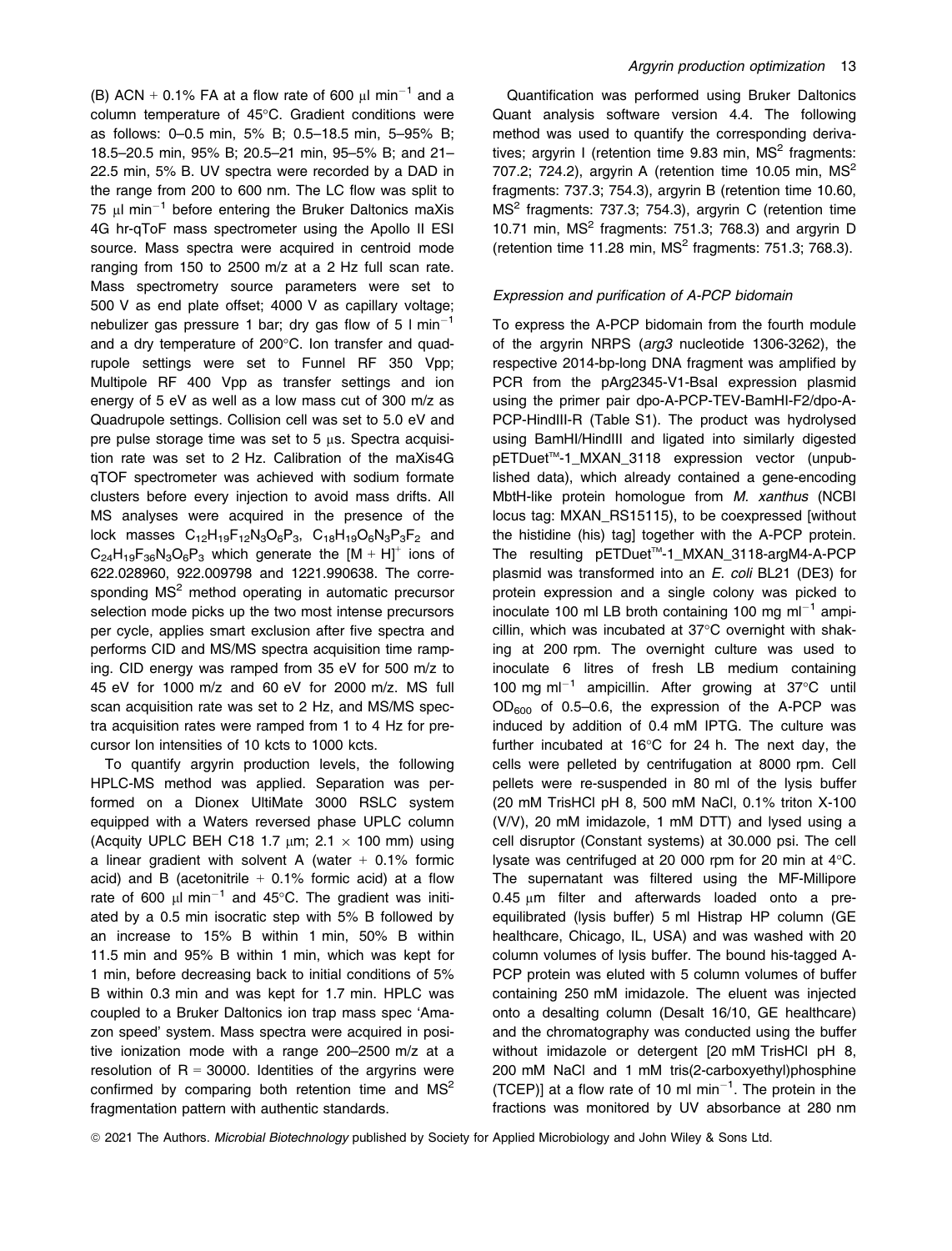(B) ACN + 0.1% FA at a flow rate of 600 μl min$^{-1}$ and a column temperature of 45°C. Gradient conditions were as follows: 0–0.5 min, 5% B; 0.5–18.5 min, 5–95% B; 18.5–20.5 min, 95% B; 20.5–21 min, 95–5% B; and 21–22.5 min, 5% B. UV spectra were recorded by a DAD in the range from 200 to 600 nm. The LC flow was split to 75 μl min$^{-1}$ before entering the Bruker Daltonics maXis 4G hr-qToF mass spectrometer using the Apollo II ESI source. Mass spectra were acquired in centroid mode ranging from 150 to 2500 m/z at a 2 Hz full scan rate. Mass spectrometry source parameters were set to 500 V as end plate offset; 4000 V as capillary voltage; nebulizer gas pressure 1 bar; dry gas flow of 5 l min$^{-1}$ and a dry temperature of 200°C. Ion transfer and quadrupole settings were set to Funnel RF 350 Vpp; Multipole RF 400 Vpp as transfer settings and ion energy of 5 eV as well as a low mass cut of 300 m/z as Quadrupole settings. Collision cell was set to 5.0 eV and pre pulse storage time was set to 5 μs. Spectra acquisition rate was set to 2 Hz. Calibration of the maXis4G qTOF spectrometer was achieved with sodium formate clusters before every injection to avoid mass drifts. All MS analyses were acquired in the presence of the lock masses $C_{12}H_{19}F_{12}N_3O_6P_3$, $C_{18}H_{19}O_6N_3P_3F_2$ and $C_{24}H_{19}F_{36}N_3O_6P_3$ which generate the $[M + H]^+$ ions of 622.028960, 922.009798 and 1221.990638. The corresponding MS$^2$ method operating in automatic precursor selection mode picks up the two most intense precursors per cycle, applies smart exclusion after five spectra and performs CID and MS/MS spectra acquisition time ramping. CID energy was ramped from 35 eV for 500 m/z to 45 eV for 1000 m/z and 60 eV for 2000 m/z. MS full scan acquisition rate was set to 2 Hz, and MS/MS spectra acquisition rates were ramped from 1 to 4 Hz for precursor Ion intensities of 10 kcts to 1000 kcts.

To quantify argyrin production levels, the following HPLC-MS method was applied. Separation was performed on a Dionex UltiMate 3000 RSLC system equipped with a Waters reversed phase UPLC column (Acquity UPLC BEH C18 1.7 μm; 2.1 × 100 mm) using a linear gradient with solvent A (water + 0.1% formic acid) and B (acetonitrile + 0.1% formic acid) at a flow rate of 600 μl min$^{-1}$ and 45°C. The gradient was initiated by a 0.5 min isocratic step with 5% B followed by an increase to 15% B within 1 min, 50% B within 11.5 min and 95% B within 1 min, which was kept for 1 min, before decreasing back to initial conditions of 5% B within 0.3 min and was kept for 1.7 min. HPLC was coupled to a Bruker Daltonics ion trap mass spec 'Amazon speed' system. Mass spectra were acquired in positive ionization mode with a range 200–2500 m/z at a resolution of R = 30000. Identities of the argyrins were confirmed by comparing both retention time and MS$^2$ fragmentation pattern with authentic standards.

Quantification was performed using Bruker Daltonics Quant analysis software version 4.4. The following method was used to quantify the corresponding derivatives; argyrin I (retention time 9.83 min, MS$^2$ fragments: 707.2; 724.2), argyrin A (retention time 10.05 min, MS$^2$ fragments: 737.3; 754.3), argyrin B (retention time 10.60, MS$^2$ fragments: 737.3; 754.3), argyrin C (retention time 10.71 min, MS$^2$ fragments: 751.3; 768.3) and argyrin D (retention time 11.28 min, MS$^2$ fragments: 751.3; 768.3).

### *Expression and purification of A-PCP bidomain*

To express the A-PCP bidomain from the fourth module of the argyrin NRPS (*arg3* nucleotide 1306-3262), the respective 2014-bp-long DNA fragment was amplified by PCR from the pArg2345-V1-BsaI expression plasmid using the primer pair dpo-A-PCP-TEV-BamHI-F2/dpo-A-PCP-HindIII-R (Table S1). The product was hydrolysed using BamHI/HindIII and ligated into similarly digested pETDuet™-1_MXAN_3118 expression vector (unpublished data), which already contained a gene-encoding MbtH-like protein homologue from *M. xanthus* (NCBI locus tag: MXAN_RS15115), to be coexpressed [without the histidine (his) tag] together with the A-PCP protein. The resulting pETDuet™-1_MXAN_3118-argM4-A-PCP plasmid was transformed into an *E. coli* BL21 (DE3) for protein expression and a single colony was picked to inoculate 100 ml LB broth containing 100 mg ml$^{-1}$ ampicillin, which was incubated at 37°C overnight with shaking at 200 rpm. The overnight culture was used to inoculate 6 litres of fresh LB medium containing 100 mg ml$^{-1}$ ampicillin. After growing at 37°C until OD$_{600}$ of 0.5–0.6, the expression of the A-PCP was induced by addition of 0.4 mM IPTG. The culture was further incubated at 16°C for 24 h. The next day, the cells were pelleted by centrifugation at 8000 rpm. Cell pellets were re-suspended in 80 ml of the lysis buffer (20 mM TrisHCl pH 8, 500 mM NaCl, 0.1% triton X-100 (V/V), 20 mM imidazole, 1 mM DTT) and lysed using a cell disruptor (Constant systems) at 30.000 psi. The cell lysate was centrifuged at 20 000 rpm for 20 min at 4°C. The supernatant was filtered using the MF-Millipore 0.45 μm filter and afterwards loaded onto a pre-equilibrated (lysis buffer) 5 ml Histrap HP column (GE healthcare, Chicago, IL, USA) and was washed with 20 column volumes of lysis buffer. The bound his-tagged A-PCP protein was eluted with 5 column volumes of buffer containing 250 mM imidazole. The eluent was injected onto a desalting column (Desalt 16/10, GE healthcare) and the chromatography was conducted using the buffer without imidazole or detergent [20 mM TrisHCl pH 8, 200 mM NaCl and 1 mM tris(2-carboxyethyl)phosphine (TCEP)] at a flow rate of 10 ml min$^{-1}$. The protein in the fractions was monitored by UV absorbance at 280 nm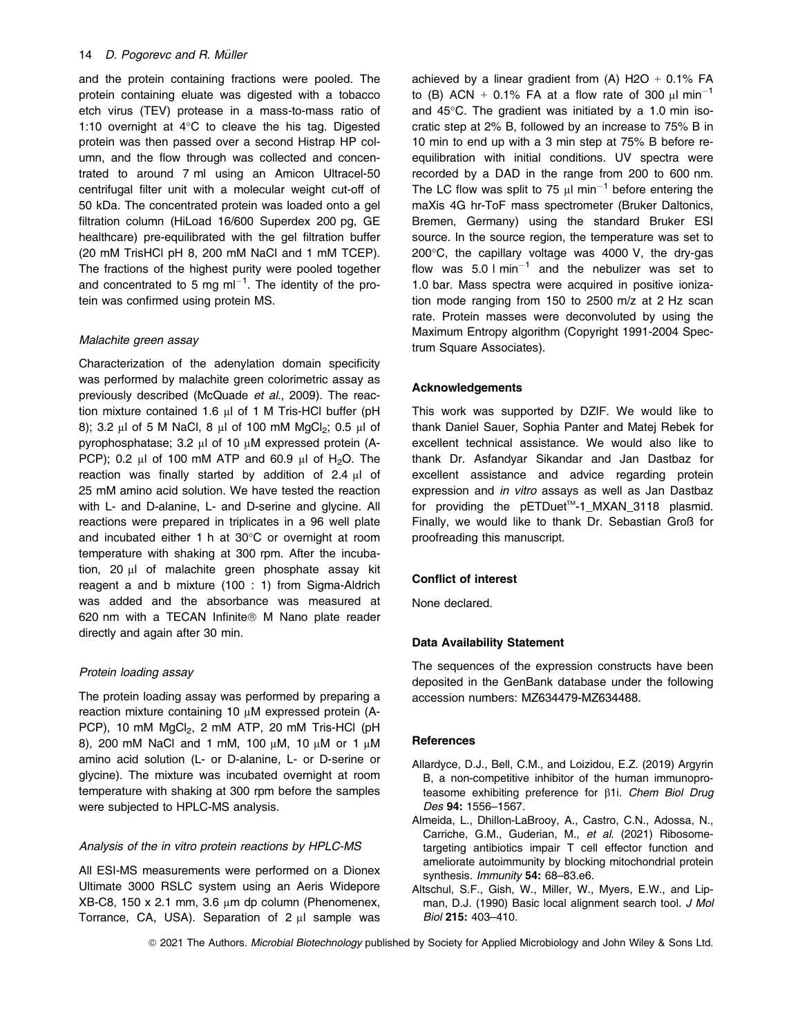and the protein containing fractions were pooled. The protein containing eluate was digested with a tobacco etch virus (TEV) protease in a mass-to-mass ratio of 1:10 overnight at 4°C to cleave the his tag. Digested protein was then passed over a second Histrap HP column, and the flow through was collected and concentrated to around 7 ml using an Amicon Ultracel-50 centrifugal filter unit with a molecular weight cut-off of 50 kDa. The concentrated protein was loaded onto a gel filtration column (HiLoad 16/600 Superdex 200 pg, GE healthcare) pre-equilibrated with the gel filtration buffer (20 mM TrisHCl pH 8, 200 mM NaCl and 1 mM TCEP). The fractions of the highest purity were pooled together and concentrated to 5 mg ml$^{-1}$. The identity of the protein was confirmed using protein MS.

*Malachite green assay*

Characterization of the adenylation domain specificity was performed by malachite green colorimetric assay as previously described (McQuade *et al*., 2009). The reaction mixture contained 1.6 μl of 1 M Tris-HCl buffer (pH 8); 3.2 μl of 5 M NaCl, 8 μl of 100 mM $MgCl_2$; 0.5 μl of pyrophosphatase; 3.2 μl of 10 μM expressed protein (A-PCP); 0.2 μl of 100 mM ATP and 60.9 μl of $H_2O$. The reaction was finally started by addition of 2.4 μl of 25 mM amino acid solution. We have tested the reaction with L- and D-alanine, L- and D-serine and glycine. All reactions were prepared in triplicates in a 96 well plate and incubated either 1 h at 30°C or overnight at room temperature with shaking at 300 rpm. After the incubation, 20 μl of malachite green phosphate assay kit reagent a and b mixture (100 : 1) from Sigma-Aldrich was added and the absorbance was measured at 620 nm with a TECAN Infinite® M Nano plate reader directly and again after 30 min.

*Protein loading assay*

The protein loading assay was performed by preparing a reaction mixture containing 10 μM expressed protein (A-PCP), 10 mM $MgCl_2$, 2 mM ATP, 20 mM Tris-HCl (pH 8), 200 mM NaCl and 1 mM, 100 μM, 10 μM or 1 μM amino acid solution (L- or D-alanine, L- or D-serine or glycine). The mixture was incubated overnight at room temperature with shaking at 300 rpm before the samples were subjected to HPLC-MS analysis.

*Analysis of the in vitro protein reactions by HPLC-MS*

All ESI-MS measurements were performed on a Dionex Ultimate 3000 RSLC system using an Aeris Widepore XB-C8, 150 x 2.1 mm, 3.6 μm dp column (Phenomenex, Torrance, CA, USA). Separation of 2 μl sample was achieved by a linear gradient from (A) H2O + 0.1% FA to (B) ACN + 0.1% FA at a flow rate of 300 μl min$^{-1}$ and 45°C. The gradient was initiated by a 1.0 min isocratic step at 2% B, followed by an increase to 75% B in 10 min to end up with a 3 min step at 75% B before re-equilibration with initial conditions. UV spectra were recorded by a DAD in the range from 200 to 600 nm. The LC flow was split to 75 μl min$^{-1}$ before entering the maXis 4G hr-ToF mass spectrometer (Bruker Daltonics, Bremen, Germany) using the standard Bruker ESI source. In the source region, the temperature was set to 200°C, the capillary voltage was 4000 V, the dry-gas flow was 5.0 l min$^{-1}$ and the nebulizer was set to 1.0 bar. Mass spectra were acquired in positive ionization mode ranging from 150 to 2500 m/z at 2 Hz scan rate. Protein masses were deconvoluted by using the Maximum Entropy algorithm (Copyright 1991-2004 Spectrum Square Associates).

### Acknowledgements

This work was supported by DZIF. We would like to thank Daniel Sauer, Sophia Panter and Matej Rebek for excellent technical assistance. We would also like to thank Dr. Asfandyar Sikandar and Jan Dastbaz for excellent assistance and advice regarding protein expression and *in vitro* assays as well as Jan Dastbaz for providing the pETDuet™-1_MXAN_3118 plasmid. Finally, we would like to thank Dr. Sebastian Groß for proofreading this manuscript.

### Conflict of interest

None declared.

### Data Availability Statement

The sequences of the expression constructs have been deposited in the GenBank database under the following accession numbers: MZ634479-MZ634488.

### References

Allardyce, D.J., Bell, C.M., and Loizidou, E.Z. (2019) Argyrin B, a non-competitive inhibitor of the human immunoproteasome exhibiting preference for β1i. *Chem Biol Drug Des* **94:** 1556–1567.

Almeida, L., Dhillon-LaBrooy, A., Castro, C.N., Adossa, N., Carriche, G.M., Guderian, M., *et al*. (2021) Ribosome-targeting antibiotics impair T cell effector function and ameliorate autoimmunity by blocking mitochondrial protein synthesis. *Immunity* **54:** 68–83.e6.

Altschul, S.F., Gish, W., Miller, W., Myers, E.W., and Lipman, D.J. (1990) Basic local alignment search tool. *J Mol Biol* **215:** 403–410.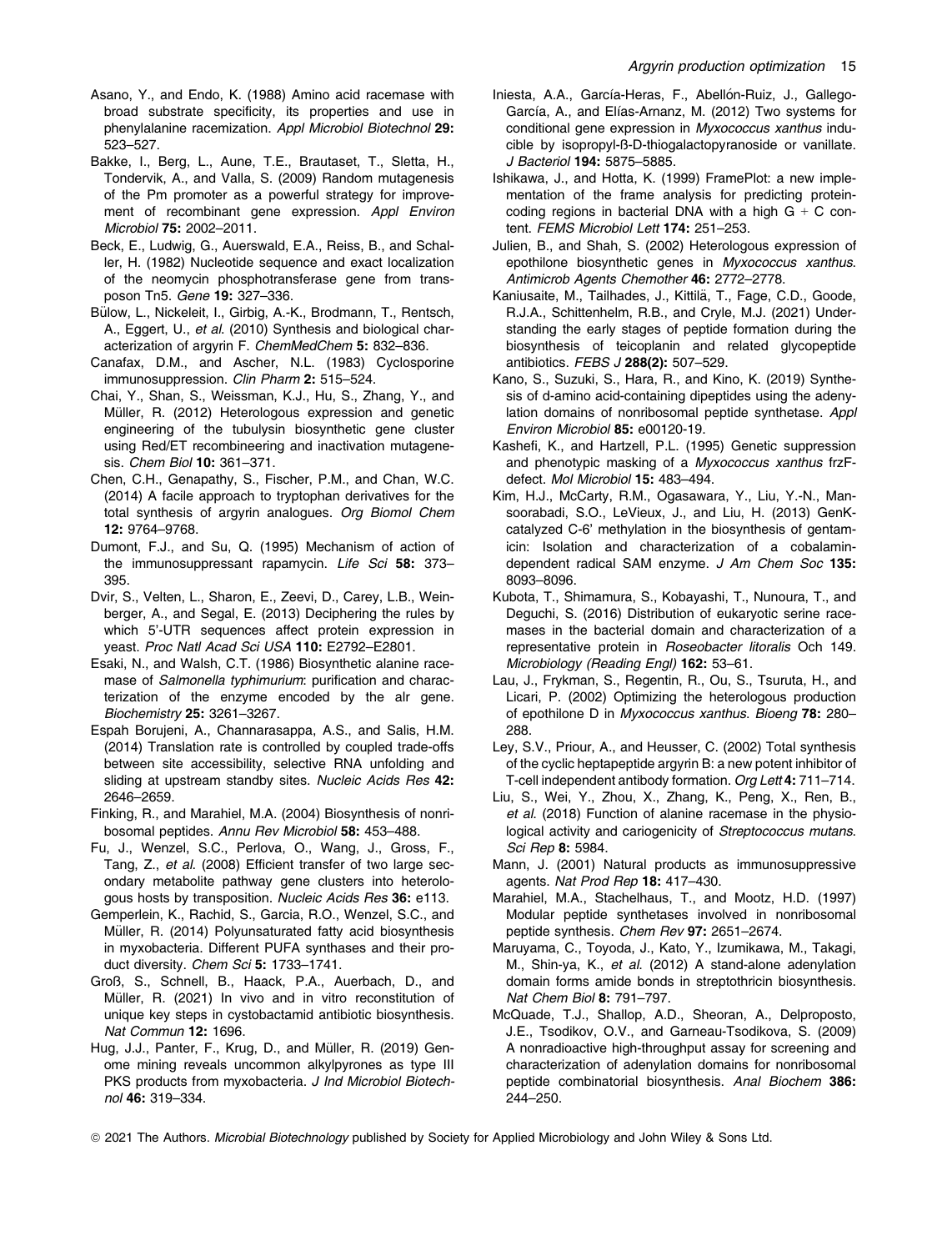Asano, Y., and Endo, K. (1988) Amino acid racemase with broad substrate specificity, its properties and use in phenylalanine racemization. *Appl Microbiol Biotechnol* **29:** 523–527.

Bakke, I., Berg, L., Aune, T.E., Brautaset, T., Sletta, H., Tondervik, A., and Valla, S. (2009) Random mutagenesis of the Pm promoter as a powerful strategy for improvement of recombinant gene expression. *Appl Environ Microbiol* **75:** 2002–2011.

Beck, E., Ludwig, G., Auerswald, E.A., Reiss, B., and Schaller, H. (1982) Nucleotide sequence and exact localization of the neomycin phosphotransferase gene from transposon Tn5. *Gene* **19:** 327–336.

Bülow, L., Nickeleit, I., Girbig, A.-K., Brodmann, T., Rentsch, A., Eggert, U., *et al.* (2010) Synthesis and biological characterization of argyrin F. *ChemMedChem* **5:** 832–836.

Canafax, D.M., and Ascher, N.L. (1983) Cyclosporine immunosuppression. *Clin Pharm* **2:** 515–524.

Chai, Y., Shan, S., Weissman, K.J., Hu, S., Zhang, Y., and Müller, R. (2012) Heterologous expression and genetic engineering of the tubulysin biosynthetic gene cluster using Red/ET recombineering and inactivation mutagenesis. *Chem Biol* **10:** 361–371.

Chen, C.H., Genapathy, S., Fischer, P.M., and Chan, W.C. (2014) A facile approach to tryptophan derivatives for the total synthesis of argyrin analogues. *Org Biomol Chem* **12:** 9764–9768.

Dumont, F.J., and Su, Q. (1995) Mechanism of action of the immunosuppressant rapamycin. *Life Sci* **58:** 373–395.

Dvir, S., Velten, L., Sharon, E., Zeevi, D., Carey, L.B., Weinberger, A., and Segal, E. (2013) Deciphering the rules by which 5′-UTR sequences affect protein expression in yeast. *Proc Natl Acad Sci USA* **110:** E2792–E2801.

Esaki, N., and Walsh, C.T. (1986) Biosynthetic alanine racemase of *Salmonella typhimurium*: purification and characterization of the enzyme encoded by the alr gene. *Biochemistry* **25:** 3261–3267.

Espah Borujeni, A., Channarasappa, A.S., and Salis, H.M. (2014) Translation rate is controlled by coupled trade-offs between site accessibility, selective RNA unfolding and sliding at upstream standby sites. *Nucleic Acids Res* **42:** 2646–2659.

Finking, R., and Marahiel, M.A. (2004) Biosynthesis of nonribosomal peptides. *Annu Rev Microbiol* **58:** 453–488.

Fu, J., Wenzel, S.C., Perlova, O., Wang, J., Gross, F., Tang, Z., *et al.* (2008) Efficient transfer of two large secondary metabolite pathway gene clusters into heterologous hosts by transposition. *Nucleic Acids Res* **36:** e113.

Gemperlein, K., Rachid, S., Garcia, R.O., Wenzel, S.C., and Müller, R. (2014) Polyunsaturated fatty acid biosynthesis in myxobacteria. Different PUFA synthases and their product diversity. *Chem Sci* **5:** 1733–1741.

Groß, S., Schnell, B., Haack, P.A., Auerbach, D., and Müller, R. (2021) In vivo and in vitro reconstitution of unique key steps in cystobactamid antibiotic biosynthesis. *Nat Commun* **12:** 1696.

Hug, J.J., Panter, F., Krug, D., and Müller, R. (2019) Genome mining reveals uncommon alkylpyrones as type III PKS products from myxobacteria. *J Ind Microbiol Biotechnol* **46:** 319–334.

Iniesta, A.A., García-Heras, F., Abellón-Ruiz, J., Gallego-García, A., and Elías-Arnanz, M. (2012) Two systems for conditional gene expression in *Myxococcus xanthus* inducible by isopropyl-ß-D-thiogalactopyranoside or vanillate. *J Bacteriol* **194:** 5875–5885.

Ishikawa, J., and Hotta, K. (1999) FramePlot: a new implementation of the frame analysis for predicting protein-coding regions in bacterial DNA with a high G + C content. *FEMS Microbiol Lett* **174:** 251–253.

Julien, B., and Shah, S. (2002) Heterologous expression of epothilone biosynthetic genes in *Myxococcus xanthus*. *Antimicrob Agents Chemother* **46:** 2772–2778.

Kaniusaite, M., Tailhades, J., Kittilä, T., Fage, C.D., Goode, R.J.A., Schittenhelm, R.B., and Cryle, M.J. (2021) Understanding the early stages of peptide formation during the biosynthesis of teicoplanin and related glycopeptide antibiotics. *FEBS J* **288(2):** 507–529.

Kano, S., Suzuki, S., Hara, R., and Kino, K. (2019) Synthesis of d-amino acid-containing dipeptides using the adenylation domains of nonribosomal peptide synthetase. *Appl Environ Microbiol* **85:** e00120-19.

Kashefi, K., and Hartzell, P.L. (1995) Genetic suppression and phenotypic masking of a *Myxococcus xanthus* frzF-defect. *Mol Microbiol* **15:** 483–494.

Kim, H.J., McCarty, R.M., Ogasawara, Y., Liu, Y.-N., Mansoorabadi, S.O., LeVieux, J., and Liu, H. (2013) GenK-catalyzed C-6′ methylation in the biosynthesis of gentamicin: Isolation and characterization of a cobalamin-dependent radical SAM enzyme. *J Am Chem Soc* **135:** 8093–8096.

Kubota, T., Shimamura, S., Kobayashi, T., Nunoura, T., and Deguchi, S. (2016) Distribution of eukaryotic serine racemases in the bacterial domain and characterization of a representative protein in *Roseobacter litoralis* Och 149. *Microbiology (Reading Engl)* **162:** 53–61.

Lau, J., Frykman, S., Regentin, R., Ou, S., Tsuruta, H., and Licari, P. (2002) Optimizing the heterologous production of epothilone D in *Myxococcus xanthus*. *Bioeng* **78:** 280–288.

Ley, S.V., Priour, A., and Heusser, C. (2002) Total synthesis of the cyclic heptapeptide argyrin B: a new potent inhibitor of T-cell independent antibody formation. *Org Lett* **4:** 711–714.

Liu, S., Wei, Y., Zhou, X., Zhang, K., Peng, X., Ren, B., *et al.* (2018) Function of alanine racemase in the physiological activity and cariogenicity of *Streptococcus mutans*. *Sci Rep* **8:** 5984.

Mann, J. (2001) Natural products as immunosuppressive agents. *Nat Prod Rep* **18:** 417–430.

Marahiel, M.A., Stachelhaus, T., and Mootz, H.D. (1997) Modular peptide synthetases involved in nonribosomal peptide synthesis. *Chem Rev* **97:** 2651–2674.

Maruyama, C., Toyoda, J., Kato, Y., Izumikawa, M., Takagi, M., Shin-ya, K., *et al.* (2012) A stand-alone adenylation domain forms amide bonds in streptothricin biosynthesis. *Nat Chem Biol* **8:** 791–797.

McQuade, T.J., Shallop, A.D., Sheoran, A., Delproposto, J.E., Tsodikov, O.V., and Garneau-Tsodikova, S. (2009) A nonradioactive high-throughput assay for screening and characterization of adenylation domains for nonribosomal peptide combinatorial biosynthesis. *Anal Biochem* **386:** 244–250.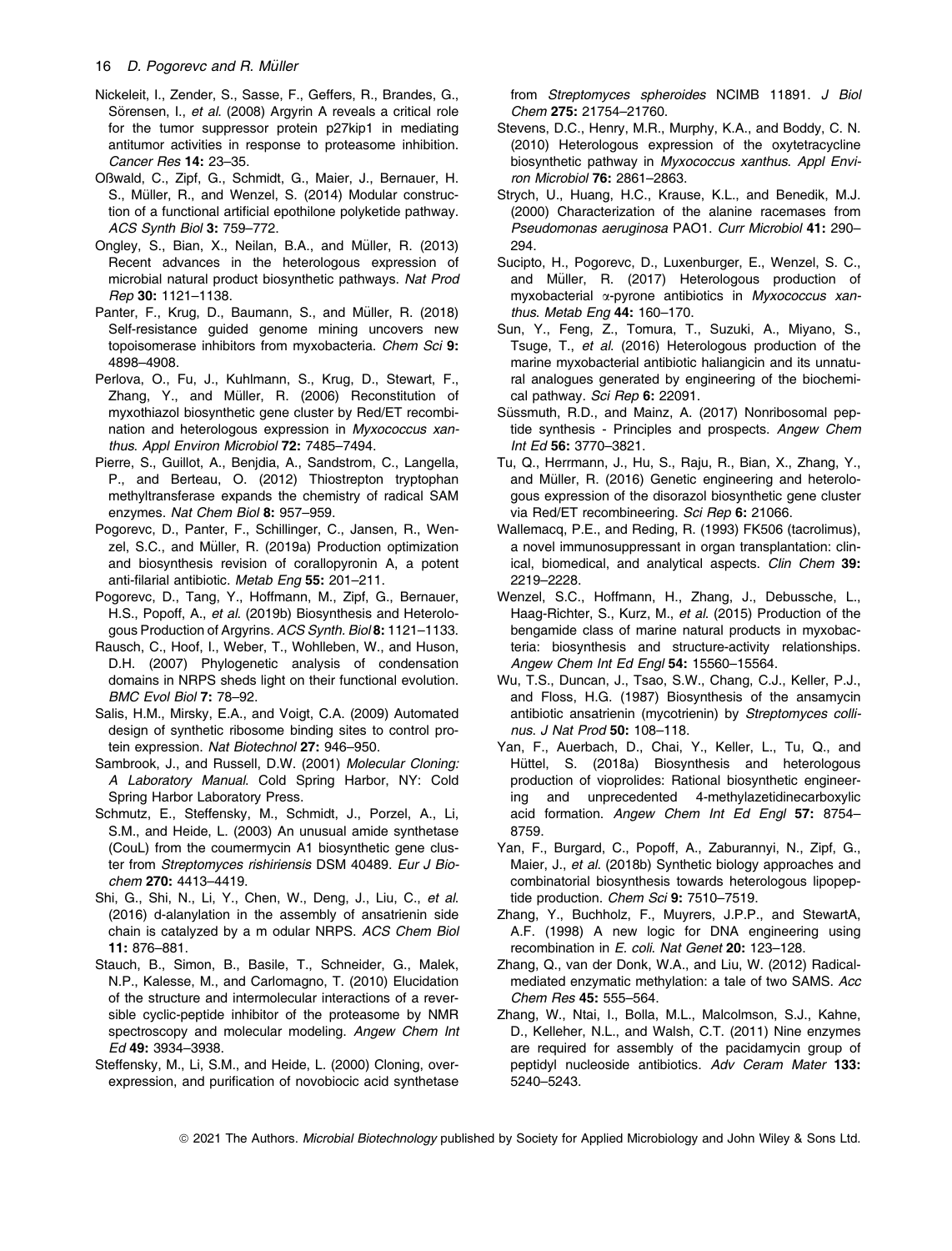Nickeleit, I., Zender, S., Sasse, F., Geffers, R., Brandes, G., Sörensen, I., *et al.* (2008) Argyrin A reveals a critical role for the tumor suppressor protein p27kip1 in mediating antitumor activities in response to proteasome inhibition. *Cancer Res* **14:** 23–35.

Oßwald, C., Zipf, G., Schmidt, G., Maier, J., Bernauer, H. S., Müller, R., and Wenzel, S. (2014) Modular construction of a functional artificial epothilone polyketide pathway. *ACS Synth Biol* **3:** 759–772.

Ongley, S., Bian, X., Neilan, B.A., and Müller, R. (2013) Recent advances in the heterologous expression of microbial natural product biosynthetic pathways. *Nat Prod Rep* **30:** 1121–1138.

Panter, F., Krug, D., Baumann, S., and Müller, R. (2018) Self-resistance guided genome mining uncovers new topoisomerase inhibitors from myxobacteria. *Chem Sci* **9:** 4898–4908.

Perlova, O., Fu, J., Kuhlmann, S., Krug, D., Stewart, F., Zhang, Y., and Müller, R. (2006) Reconstitution of myxothiazol biosynthetic gene cluster by Red/ET recombination and heterologous expression in *Myxococcus xanthus*. *Appl Environ Microbiol* **72:** 7485–7494.

Pierre, S., Guillot, A., Benjdia, A., Sandstrom, C., Langella, P., and Berteau, O. (2012) Thiostrepton tryptophan methyltransferase expands the chemistry of radical SAM enzymes. *Nat Chem Biol* **8:** 957–959.

Pogorevc, D., Panter, F., Schillinger, C., Jansen, R., Wenzel, S.C., and Müller, R. (2019a) Production optimization and biosynthesis revision of corallopyronin A, a potent anti-filarial antibiotic. *Metab Eng* **55:** 201–211.

Pogorevc, D., Tang, Y., Hoffmann, M., Zipf, G., Bernauer, H.S., Popoff, A., *et al.* (2019b) Biosynthesis and Heterologous Production of Argyrins. *ACS Synth. Biol* **8:** 1121–1133.

Rausch, C., Hoof, I., Weber, T., Wohlleben, W., and Huson, D.H. (2007) Phylogenetic analysis of condensation domains in NRPS sheds light on their functional evolution. *BMC Evol Biol* **7:** 78–92.

Salis, H.M., Mirsky, E.A., and Voigt, C.A. (2009) Automated design of synthetic ribosome binding sites to control protein expression. *Nat Biotechnol* **27:** 946–950.

Sambrook, J., and Russell, D.W. (2001) *Molecular Cloning: A Laboratory Manual*. Cold Spring Harbor, NY: Cold Spring Harbor Laboratory Press.

Schmutz, E., Steffensky, M., Schmidt, J., Porzel, A., Li, S.M., and Heide, L. (2003) An unusual amide synthetase (CouL) from the coumermycin A1 biosynthetic gene cluster from *Streptomyces rishiriensis* DSM 40489. *Eur J Biochem* **270:** 4413–4419.

Shi, G., Shi, N., Li, Y., Chen, W., Deng, J., Liu, C., *et al.* (2016) d-alanylation in the assembly of ansatrienin side chain is catalyzed by a m odular NRPS. *ACS Chem Biol* **11:** 876–881.

Stauch, B., Simon, B., Basile, T., Schneider, G., Malek, N.P., Kalesse, M., and Carlomagno, T. (2010) Elucidation of the structure and intermolecular interactions of a reversible cyclic-peptide inhibitor of the proteasome by NMR spectroscopy and molecular modeling. *Angew Chem Int Ed* **49:** 3934–3938.

Steffensky, M., Li, S.M., and Heide, L. (2000) Cloning, overexpression, and purification of novobiocic acid synthetase from *Streptomyces spheroides* NCIMB 11891. *J Biol Chem* **275:** 21754–21760.

Stevens, D.C., Henry, M.R., Murphy, K.A., and Boddy, C. N. (2010) Heterologous expression of the oxytetracycline biosynthetic pathway in *Myxococcus xanthus*. *Appl Environ Microbiol* **76:** 2861–2863.

Strych, U., Huang, H.C., Krause, K.L., and Benedik, M.J. (2000) Characterization of the alanine racemases from *Pseudomonas aeruginosa* PAO1. *Curr Microbiol* **41:** 290–294.

Sucipto, H., Pogorevc, D., Luxenburger, E., Wenzel, S. C., and Müller, R. (2017) Heterologous production of myxobacterial α-pyrone antibiotics in *Myxococcus xanthus*. *Metab Eng* **44:** 160–170.

Sun, Y., Feng, Z., Tomura, T., Suzuki, A., Miyano, S., Tsuge, T., *et al.* (2016) Heterologous production of the marine myxobacterial antibiotic haliangicin and its unnatural analogues generated by engineering of the biochemical pathway. *Sci Rep* **6:** 22091.

Süssmuth, R.D., and Mainz, A. (2017) Nonribosomal peptide synthesis - Principles and prospects. *Angew Chem Int Ed* **56:** 3770–3821.

Tu, Q., Herrmann, J., Hu, S., Raju, R., Bian, X., Zhang, Y., and Müller, R. (2016) Genetic engineering and heterologous expression of the disorazol biosynthetic gene cluster via Red/ET recombineering. *Sci Rep* **6:** 21066.

Wallemacq, P.E., and Reding, R. (1993) FK506 (tacrolimus), a novel immunosuppressant in organ transplantation: clinical, biomedical, and analytical aspects. *Clin Chem* **39:** 2219–2228.

Wenzel, S.C., Hoffmann, H., Zhang, J., Debussche, L., Haag-Richter, S., Kurz, M., *et al.* (2015) Production of the bengamide class of marine natural products in myxobacteria: biosynthesis and structure-activity relationships. *Angew Chem Int Ed Engl* **54:** 15560–15564.

Wu, T.S., Duncan, J., Tsao, S.W., Chang, C.J., Keller, P.J., and Floss, H.G. (1987) Biosynthesis of the ansamycin antibiotic ansatrienin (mycotrienin) by *Streptomyces collinus*. *J Nat Prod* **50:** 108–118.

Yan, F., Auerbach, D., Chai, Y., Keller, L., Tu, Q., and Hüttel, S. (2018a) Biosynthesis and heterologous production of vioprolides: Rational biosynthetic engineering and unprecedented 4-methylazetidinecarboxylic acid formation. *Angew Chem Int Ed Engl* **57:** 8754–8759.

Yan, F., Burgard, C., Popoff, A., Zaburannyi, N., Zipf, G., Maier, J., *et al.* (2018b) Synthetic biology approaches and combinatorial biosynthesis towards heterologous lipopeptide production. *Chem Sci* **9:** 7510–7519.

Zhang, Y., Buchholz, F., Muyrers, J.P.P., and StewartA, A.F. (1998) A new logic for DNA engineering using recombination in *E. coli*. *Nat Genet* **20:** 123–128.

Zhang, Q., van der Donk, W.A., and Liu, W. (2012) Radical-mediated enzymatic methylation: a tale of two SAMS. *Acc Chem Res* **45:** 555–564.

Zhang, W., Ntai, I., Bolla, M.L., Malcolmson, S.J., Kahne, D., Kelleher, N.L., and Walsh, C.T. (2011) Nine enzymes are required for assembly of the pacidamycin group of peptidyl nucleoside antibiotics. *Adv Ceram Mater* **133:** 5240–5243.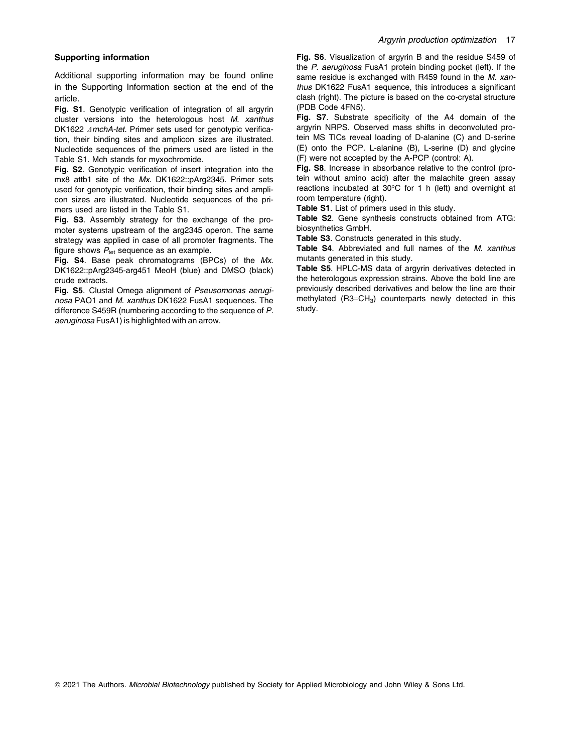## Supporting information

Additional supporting information may be found online in the Supporting Information section at the end of the article.

**Fig. S1**. Genotypic verification of integration of all argyrin cluster versions into the heterologous host *M. xanthus* DK1622 *ΔmchA-tet*. Primer sets used for genotypic verification, their binding sites and amplicon sizes are illustrated. Nucleotide sequences of the primers used are listed in the Table S1. Mch stands for myxochromide.

**Fig. S2**. Genotypic verification of insert integration into the mx8 attb1 site of the *Mx*. DK1622::pArg2345. Primer sets used for genotypic verification, their binding sites and amplicon sizes are illustrated. Nucleotide sequences of the primers used are listed in the Table S1.

**Fig. S3**. Assembly strategy for the exchange of the promoter systems upstream of the arg2345 operon. The same strategy was applied in case of all promoter fragments. The figure shows $P_{tet}$ sequence as an example.

**Fig. S4**. Base peak chromatograms (BPCs) of the *Mx*. DK1622::pArg2345-arg451 MeoH (blue) and DMSO (black) crude extracts.

**Fig. S5**. Clustal Omega alignment of *Pseusomonas aeruginosa* PAO1 and *M. xanthus* DK1622 FusA1 sequences. The difference S459R (numbering according to the sequence of *P. aeruginosa* FusA1) is highlighted with an arrow.

**Fig. S6**. Visualization of argyrin B and the residue S459 of the *P. aeruginosa* FusA1 protein binding pocket (left). If the same residue is exchanged with R459 found in the *M. xanthus* DK1622 FusA1 sequence, this introduces a significant clash (right). The picture is based on the co-crystal structure (PDB Code 4FN5).

**Fig. S7**. Substrate specificity of the A4 domain of the argyrin NRPS. Observed mass shifts in deconvoluted protein MS TICs reveal loading of D-alanine (C) and D-serine (E) onto the PCP. L-alanine (B), L-serine (D) and glycine (F) were not accepted by the A-PCP (control: A).

**Fig. S8**. Increase in absorbance relative to the control (protein without amino acid) after the malachite green assay reactions incubated at 30°C for 1 h (left) and overnight at room temperature (right).

**Table S1**. List of primers used in this study.

**Table S2**. Gene synthesis constructs obtained from ATG: biosynthetics GmbH.

**Table S3**. Constructs generated in this study.

**Table S4**. Abbreviated and full names of the *M. xanthus* mutants generated in this study.

**Table S5**. HPLC-MS data of argyrin derivatives detected in the heterologous expression strains. Above the bold line are previously described derivatives and below the line are their methylated ($R3{=}CH_3$) counterparts newly detected in this study.